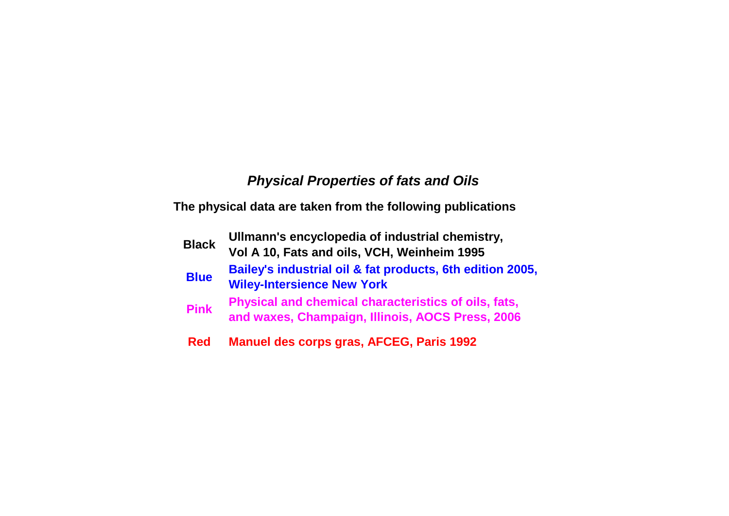# *Physical Properties of fats and Oils*

**The physical data are taken from the following publications**

| | |
|---|---|
| **Black** | **Ullmann's encyclopedia of industrial chemistry, Vol A 10, Fats and oils, VCH, Weinheim 1995** |
| **Blue** | **Bailey's industrial oil & fat products, 6th edition 2005, Wiley-Intersience New York** |
| **Pink** | **Physical and chemical characteristics of oils, fats, and waxes, Champaign, Illinois, AOCS Press, 2006** |
| **Red** | **Manuel des corps gras, AFCEG, Paris 1992** |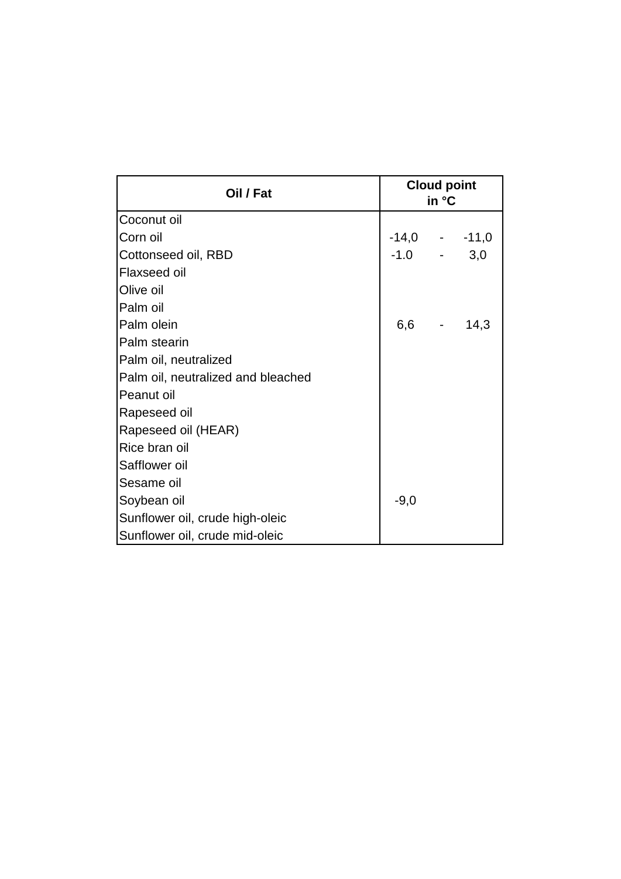| Oil / Fat | Cloud point in °C | | |
|---|---|---|---|
| Coconut oil | | | |
| Corn oil | -14,0 | - | -11,0 |
| Cottonseed oil, RBD | -1.0 | - | 3,0 |
| Flaxseed oil | | | |
| Olive oil | | | |
| Palm oil | | | |
| Palm olein | 6,6 | - | 14,3 |
| Palm stearin | | | |
| Palm oil, neutralized | | | |
| Palm oil, neutralized and bleached | | | |
| Peanut oil | | | |
| Rapeseed oil | | | |
| Rapeseed oil (HEAR) | | | |
| Rice bran oil | | | |
| Safflower oil | | | |
| Sesame oil | | | |
| Soybean oil | -9,0 | | |
| Sunflower oil, crude high-oleic | | | |
| Sunflower oil, crude mid-oleic | | | |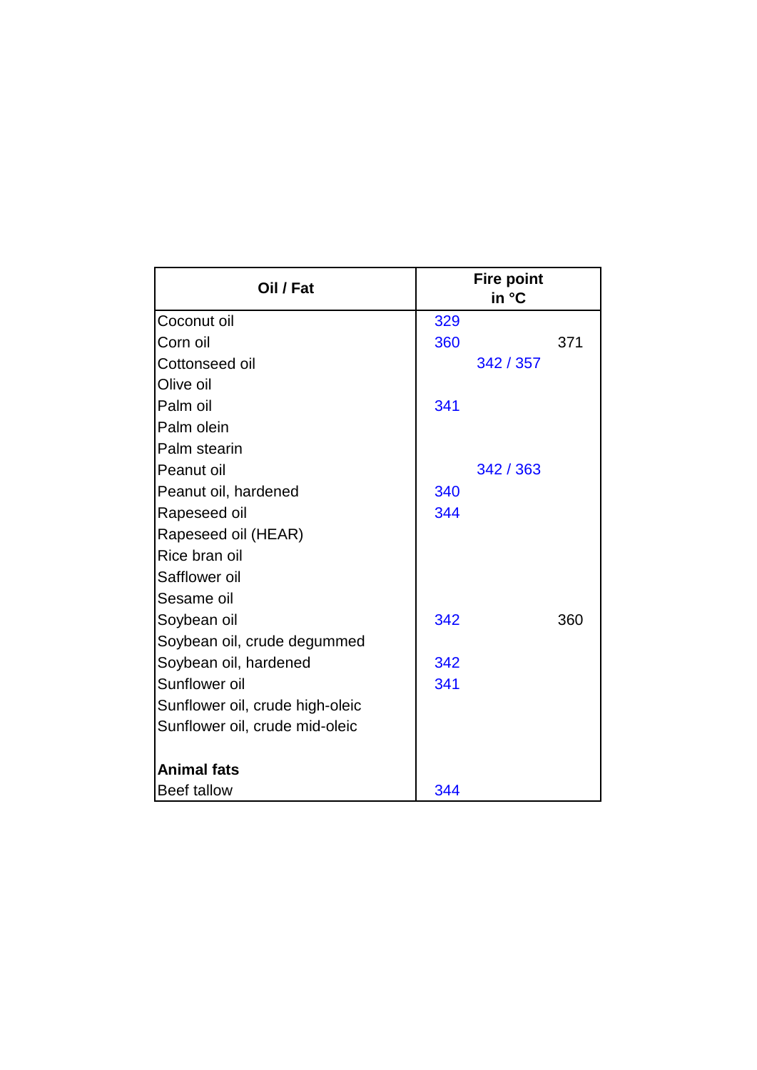| Oil / Fat | Fire point in °C | | |
|---|---|---|---|
| Coconut oil | 329 | | |
| Corn oil | 360 | | 371 |
| Cottonseed oil | | 342 / 357 | |
| Olive oil | | | |
| Palm oil | 341 | | |
| Palm olein | | | |
| Palm stearin | | | |
| Peanut oil | | 342 / 363 | |
| Peanut oil, hardened | 340 | | |
| Rapeseed oil | 344 | | |
| Rapeseed oil (HEAR) | | | |
| Rice bran oil | | | |
| Safflower oil | | | |
| Sesame oil | | | |
| Soybean oil | 342 | | 360 |
| Soybean oil, crude degummed | | | |
| Soybean oil, hardened | 342 | | |
| Sunflower oil | 341 | | |
| Sunflower oil, crude high-oleic | | | |
| Sunflower oil, crude mid-oleic | | | |
| | | | |
| **Animal fats** | | | |
| Beef tallow | 344 | | |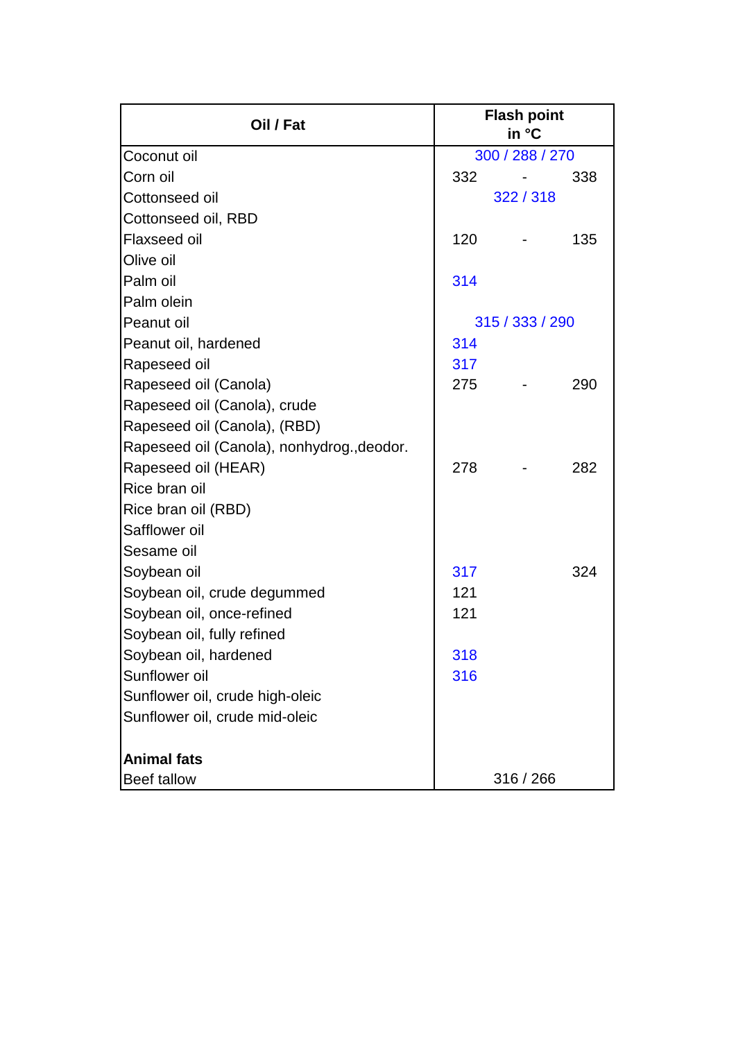| Oil / Fat | Flash point in °C |
|---|---|
| Coconut oil | 300 / 288 / 270 |
| Corn oil | 332 - 338 |
| Cottonseed oil | 322 / 318 |
| Cottonseed oil, RBD | |
| Flaxseed oil | 120 - 135 |
| Olive oil | |
| Palm oil | 314 |
| Palm olein | |
| Peanut oil | 315 / 333 / 290 |
| Peanut oil, hardened | 314 |
| Rapeseed oil | 317 |
| Rapeseed oil (Canola) | 275 - 290 |
| Rapeseed oil (Canola), crude | |
| Rapeseed oil (Canola), (RBD) | |
| Rapeseed oil (Canola), nonhydrog.,deodor. | |
| Rapeseed oil (HEAR) | 278 - 282 |
| Rice bran oil | |
| Rice bran oil (RBD) | |
| Safflower oil | |
| Sesame oil | |
| Soybean oil | 317 324 |
| Soybean oil, crude degummed | 121 |
| Soybean oil, once-refined | 121 |
| Soybean oil, fully refined | |
| Soybean oil, hardened | 318 |
| Sunflower oil | 316 |
| Sunflower oil, crude high-oleic | |
| Sunflower oil, crude mid-oleic | |
| | |
| **Animal fats** | |
| Beef tallow | 316 / 266 |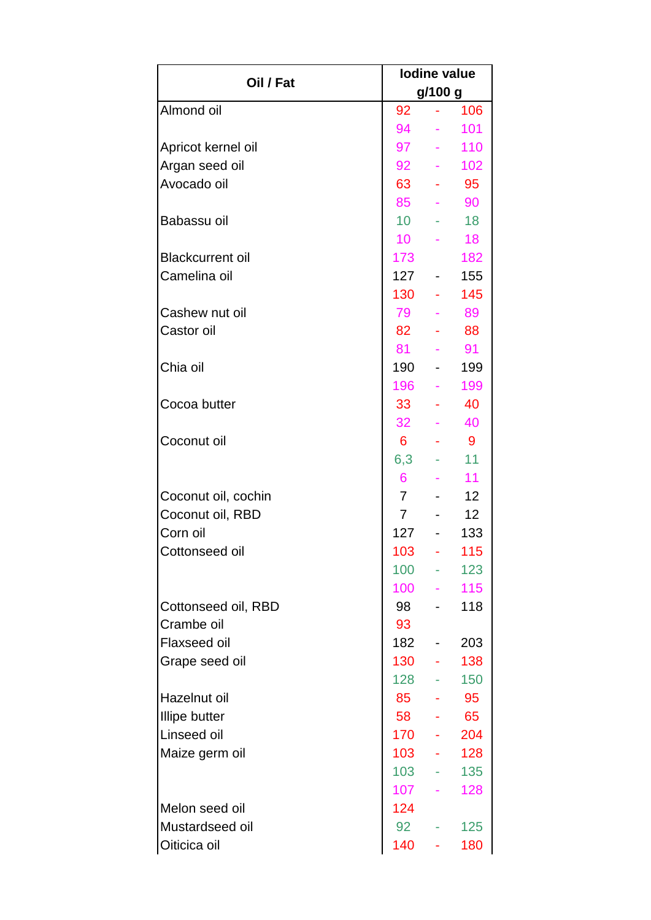| Oil / Fat | Iodine value g/100 g | | |
|---|---|---|---|
| Almond oil | 92 | - | 106 |
| | 94 | - | 101 |
| Apricot kernel oil | 97 | - | 110 |
| Argan seed oil | 92 | - | 102 |
| Avocado oil | 63 | - | 95 |
| | 85 | - | 90 |
| Babassu oil | 10 | - | 18 |
| | 10 | - | 18 |
| Blackcurrent oil | 173 | | 182 |
| Camelina oil | 127 | - | 155 |
| | 130 | - | 145 |
| Cashew nut oil | 79 | - | 89 |
| Castor oil | 82 | - | 88 |
| | 81 | - | 91 |
| Chia oil | 190 | - | 199 |
| | 196 | - | 199 |
| Cocoa butter | 33 | - | 40 |
| | 32 | - | 40 |
| Coconut oil | 6 | - | 9 |
| | 6,3 | - | 11 |
| | 6 | - | 11 |
| Coconut oil, cochin | 7 | - | 12 |
| Coconut oil, RBD | 7 | - | 12 |
| Corn oil | 127 | - | 133 |
| Cottonseed oil | 103 | - | 115 |
| | 100 | - | 123 |
| | 100 | - | 115 |
| Cottonseed oil, RBD | 98 | - | 118 |
| Crambe oil | 93 | | |
| Flaxseed oil | 182 | - | 203 |
| Grape seed oil | 130 | - | 138 |
| | 128 | - | 150 |
| Hazelnut oil | 85 | - | 95 |
| Illipe butter | 58 | - | 65 |
| Linseed oil | 170 | - | 204 |
| Maize germ oil | 103 | - | 128 |
| | 103 | - | 135 |
| | 107 | - | 128 |
| Melon seed oil | 124 | | |
| Mustardseed oil | 92 | - | 125 |
| Oiticica oil | 140 | - | 180 |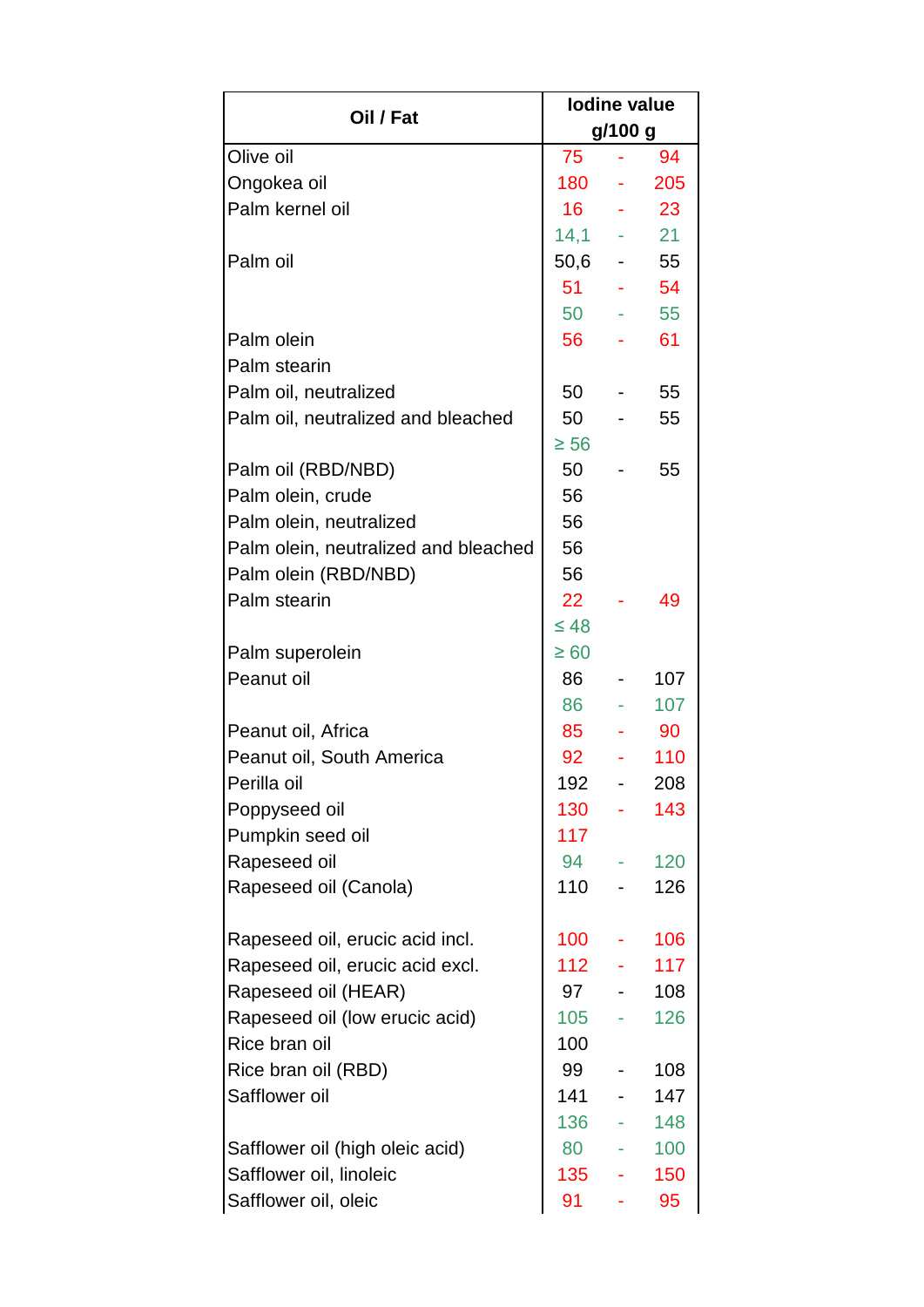| Oil / Fat | Iodine value g/100 g |
|---|---|
| Olive oil | 75 - 94 |
| Ongokea oil | 180 - 205 |
| Palm kernel oil | 16 - 23 |
| | 14,1 - 21 |
| Palm oil | 50,6 - 55 |
| | 51 - 54 |
| | 50 - 55 |
| Palm olein | 56 - 61 |
| Palm stearin | |
| Palm oil, neutralized | 50 - 55 |
| Palm oil, neutralized and bleached | 50 - 55 |
| | ≥ 56 |
| Palm oil (RBD/NBD) | 50 - 55 |
| Palm olein, crude | 56 |
| Palm olein, neutralized | 56 |
| Palm olein, neutralized and bleached | 56 |
| Palm olein (RBD/NBD) | 56 |
| Palm stearin | 22 - 49 |
| | ≤ 48 |
| Palm superolein | ≥ 60 |
| Peanut oil | 86 - 107 |
| | 86 - 107 |
| Peanut oil, Africa | 85 - 90 |
| Peanut oil, South America | 92 - 110 |
| Perilla oil | 192 - 208 |
| Poppyseed oil | 130 - 143 |
| Pumpkin seed oil | 117 |
| Rapeseed oil | 94 - 120 |
| Rapeseed oil (Canola) | 110 - 126 |
| | |
| Rapeseed oil, erucic acid incl. | 100 - 106 |
| Rapeseed oil, erucic acid excl. | 112 - 117 |
| Rapeseed oil (HEAR) | 97 - 108 |
| Rapeseed oil (low erucic acid) | 105 - 126 |
| Rice bran oil | 100 |
| Rice bran oil (RBD) | 99 - 108 |
| Safflower oil | 141 - 147 |
| | 136 - 148 |
| Safflower oil (high oleic acid) | 80 - 100 |
| Safflower oil, linoleic | 135 - 150 |
| Safflower oil, oleic | 91 - 95 |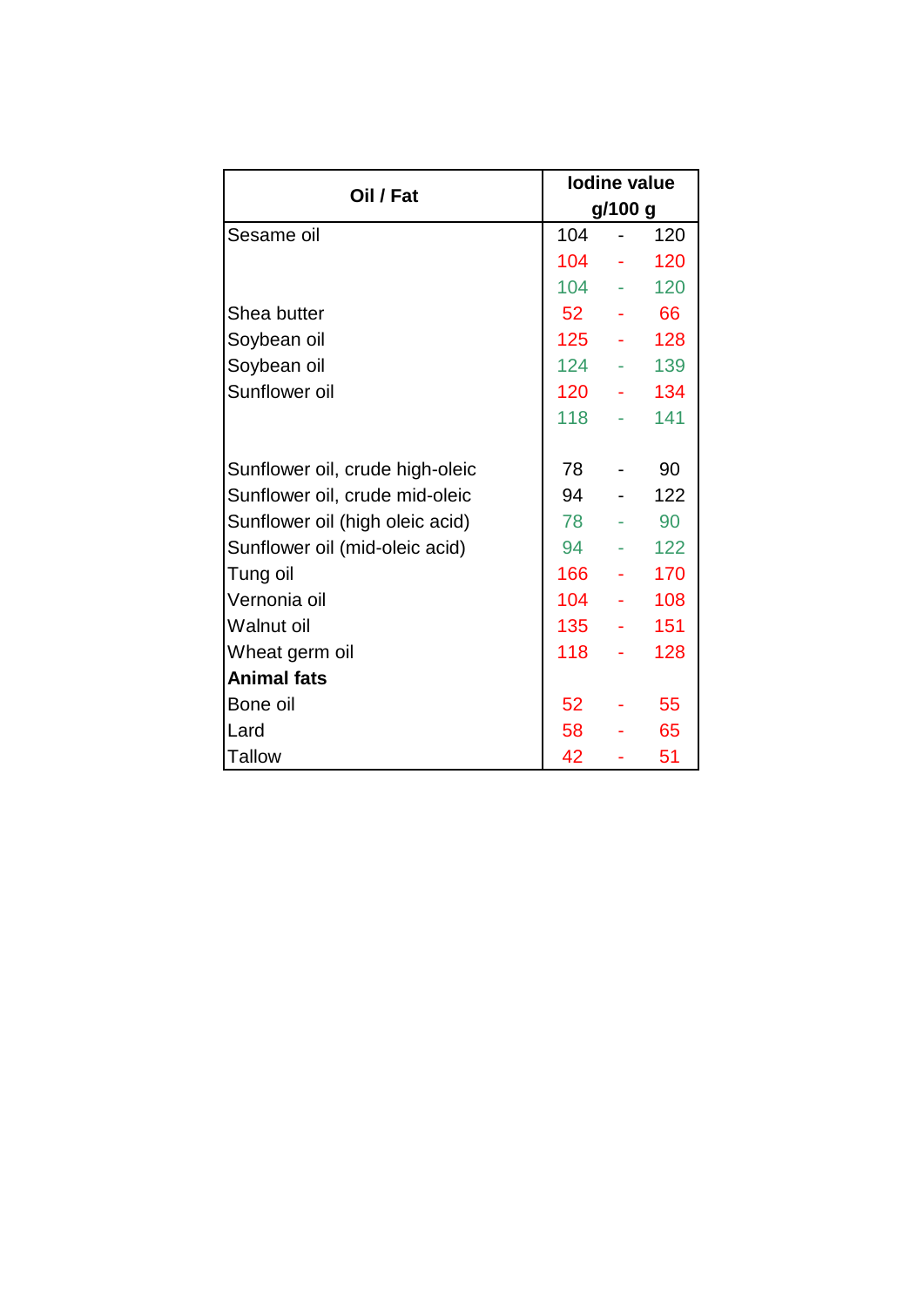| Oil / Fat | Iodine value g/100 g |
|---|---|
| Sesame oil | 104 - 120 |
| | 104 - 120 |
| | 104 - 120 |
| Shea butter | 52 - 66 |
| Soybean oil | 125 - 128 |
| Soybean oil | 124 - 139 |
| Sunflower oil | 120 - 134 |
| | 118 - 141 |
| | |
| Sunflower oil, crude high-oleic | 78 - 90 |
| Sunflower oil, crude mid-oleic | 94 - 122 |
| Sunflower oil (high oleic acid) | 78 - 90 |
| Sunflower oil (mid-oleic acid) | 94 - 122 |
| Tung oil | 166 - 170 |
| Vernonia oil | 104 - 108 |
| Walnut oil | 135 - 151 |
| Wheat germ oil | 118 - 128 |
| **Animal fats** | |
| Bone oil | 52 - 55 |
| Lard | 58 - 65 |
| Tallow | 42 - 51 |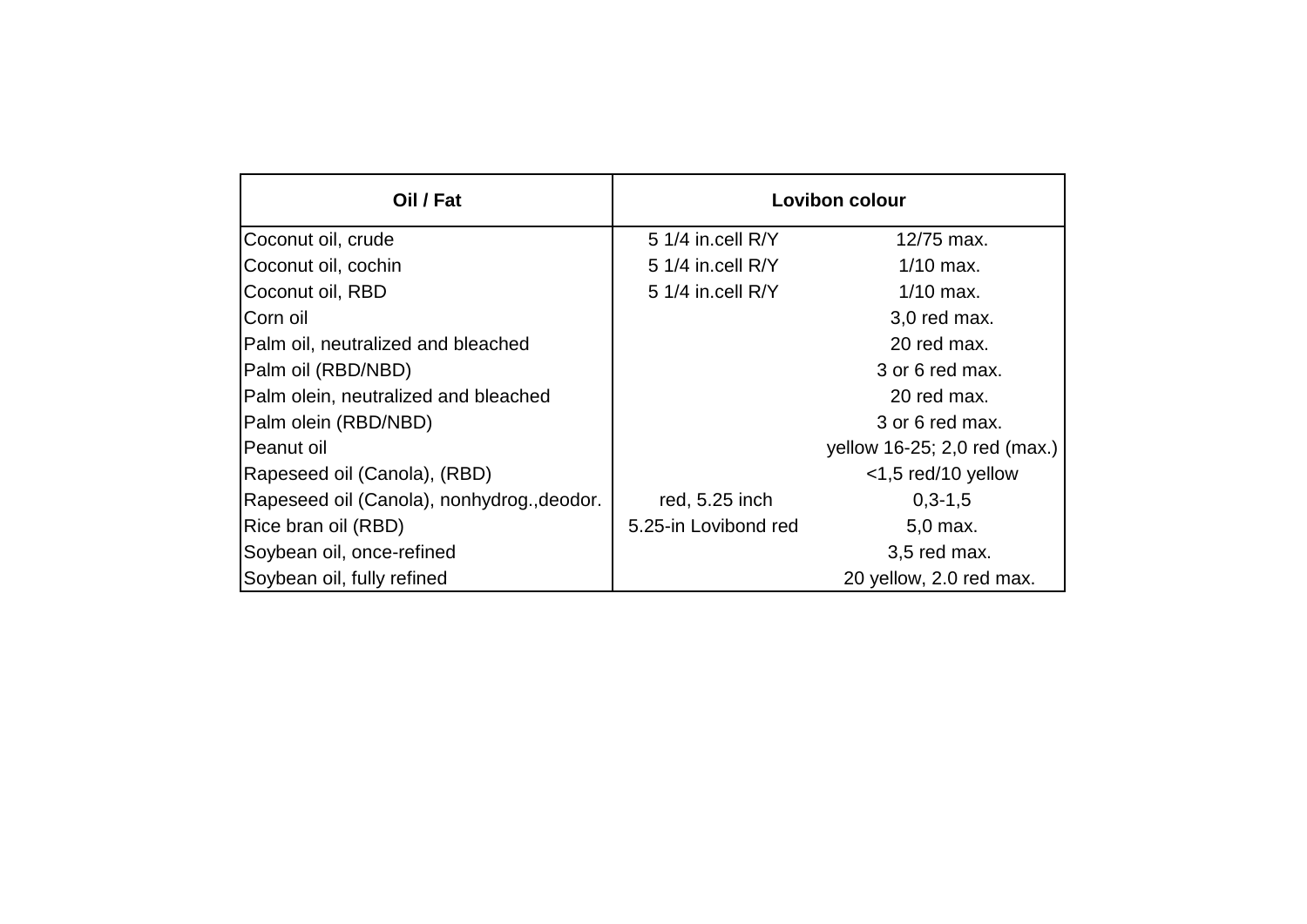| Oil / Fat | Lovibon colour | |
|---|---|---|
| Coconut oil, crude | 5 1/4 in.cell R/Y | 12/75 max. |
| Coconut oil, cochin | 5 1/4 in.cell R/Y | 1/10 max. |
| Coconut oil, RBD | 5 1/4 in.cell R/Y | 1/10 max. |
| Corn oil | | 3,0 red max. |
| Palm oil, neutralized and bleached | | 20 red max. |
| Palm oil (RBD/NBD) | | 3 or 6 red max. |
| Palm olein, neutralized and bleached | | 20 red max. |
| Palm olein (RBD/NBD) | | 3 or 6 red max. |
| Peanut oil | | yellow 16-25; 2,0 red (max.) |
| Rapeseed oil (Canola), (RBD) | | <1,5 red/10 yellow |
| Rapeseed oil (Canola), nonhydrog.,deodor. | red, 5.25 inch | 0,3-1,5 |
| Rice bran oil (RBD) | 5.25-in Lovibond red | 5,0 max. |
| Soybean oil, once-refined | | 3,5 red max. |
| Soybean oil, fully refined | | 20 yellow, 2.0 red max. |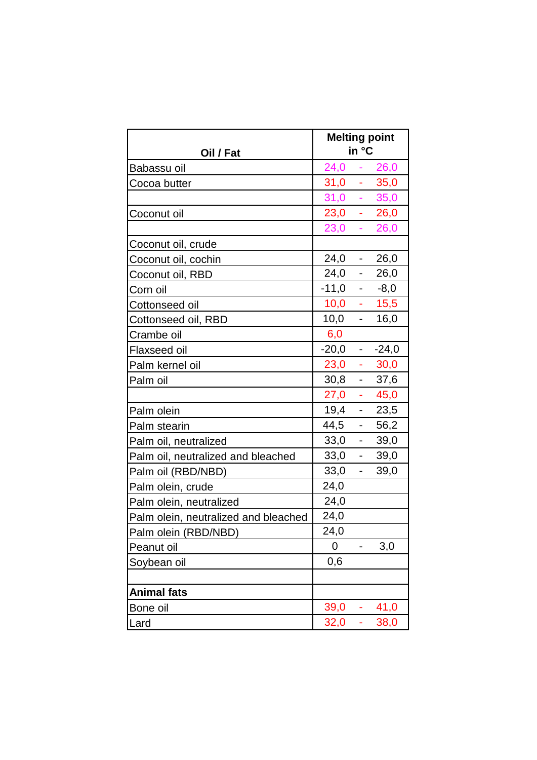| Oil / Fat | Melting point in °C |
|---|---|
| Babassu oil | 24,0 - 26,0 |
| Cocoa butter | 31,0 - 35,0 |
| | 31,0 - 35,0 |
| Coconut oil | 23,0 - 26,0 |
| | 23,0 - 26,0 |
| Coconut oil, crude | |
| Coconut oil, cochin | 24,0 - 26,0 |
| Coconut oil, RBD | 24,0 - 26,0 |
| Corn oil | -11,0 - -8,0 |
| Cottonseed oil | 10,0 - 15,5 |
| Cottonseed oil, RBD | 10,0 - 16,0 |
| Crambe oil | 6,0 |
| Flaxseed oil | -20,0 - -24,0 |
| Palm kernel oil | 23,0 - 30,0 |
| Palm oil | 30,8 - 37,6 |
| | 27,0 - 45,0 |
| Palm olein | 19,4 - 23,5 |
| Palm stearin | 44,5 - 56,2 |
| Palm oil, neutralized | 33,0 - 39,0 |
| Palm oil, neutralized and bleached | 33,0 - 39,0 |
| Palm oil (RBD/NBD) | 33,0 - 39,0 |
| Palm olein, crude | 24,0 |
| Palm olein, neutralized | 24,0 |
| Palm olein, neutralized and bleached | 24,0 |
| Palm olein (RBD/NBD) | 24,0 |
| Peanut oil | 0 - 3,0 |
| Soybean oil | 0,6 |
| | |
| **Animal fats** | |
| Bone oil | 39,0 - 41,0 |
| Lard | 32,0 - 38,0 |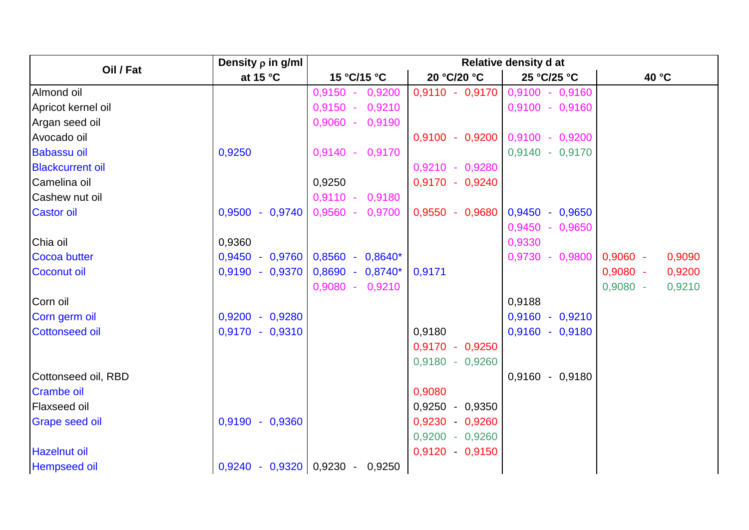| Oil / Fat | Density ρ in g/ml | Relative density d at | | | |
|---|---|---|---|---|---|
| | at 15 °C | 15 °C/15 °C | 20 °C/20 °C | 25 °C/25 °C | 40 °C |
| Almond oil | | 0,9150 - 0,9200 | 0,9110 - 0,9170 | 0,9100 - 0,9160 | |
| Apricot kernel oil | | 0,9150 - 0,9210 | | 0,9100 - 0,9160 | |
| Argan seed oil | | 0,9060 - 0,9190 | | | |
| Avocado oil | | | 0,9100 - 0,9200 | 0,9100 - 0,9200 | |
| Babassu oil | 0,9250 | 0,9140 - 0,9170 | | 0,9140 - 0,9170 | |
| Blackcurrent oil | | | 0,9210 - 0,9280 | | |
| Camelina oil | | 0,9250 | 0,9170 - 0,9240 | | |
| Cashew nut oil | | 0,9110 - 0,9180 | | | |
| Castor oil | 0,9500 - 0,9740 | 0,9560 - 0,9700 | 0,9550 - 0,9680 | 0,9450 - 0,9650 | |
| | | | | 0,9450 - 0,9650 | |
| Chia oil | 0,9360 | | | 0,9330 | |
| Cocoa butter | 0,9450 - 0,9760 | 0,8560 - 0,8640* | | 0,9730 - 0,9800 | 0,9060 - 0,9090 |
| Coconut oil | 0,9190 - 0,9370 | 0,8690 - 0,8740* | 0,9171 | | 0,9080 - 0,9200 |
| | | 0,9080 - 0,9210 | | | 0,9080 - 0,9210 |
| Corn oil | | | | 0,9188 | |
| Corn germ oil | 0,9200 - 0,9280 | | | 0,9160 - 0,9210 | |
| Cottonseed oil | 0,9170 - 0,9310 | | 0,9180 | 0,9160 - 0,9180 | |
| | | | 0,9170 - 0,9250 | | |
| | | | 0,9180 - 0,9260 | | |
| Cottonseed oil, RBD | | | | 0,9160 - 0,9180 | |
| Crambe oil | | | 0,9080 | | |
| Flaxseed oil | | | 0,9250 - 0,9350 | | |
| Grape seed oil | 0,9190 - 0,9360 | | 0,9230 - 0,9260 | | |
| | | | 0,9200 - 0,9260 | | |
| Hazelnut oil | | | 0,9120 - 0,9150 | | |
| Hempseed oil | 0,9240 - 0,9320 | 0,9230 - 0,9250 | | | |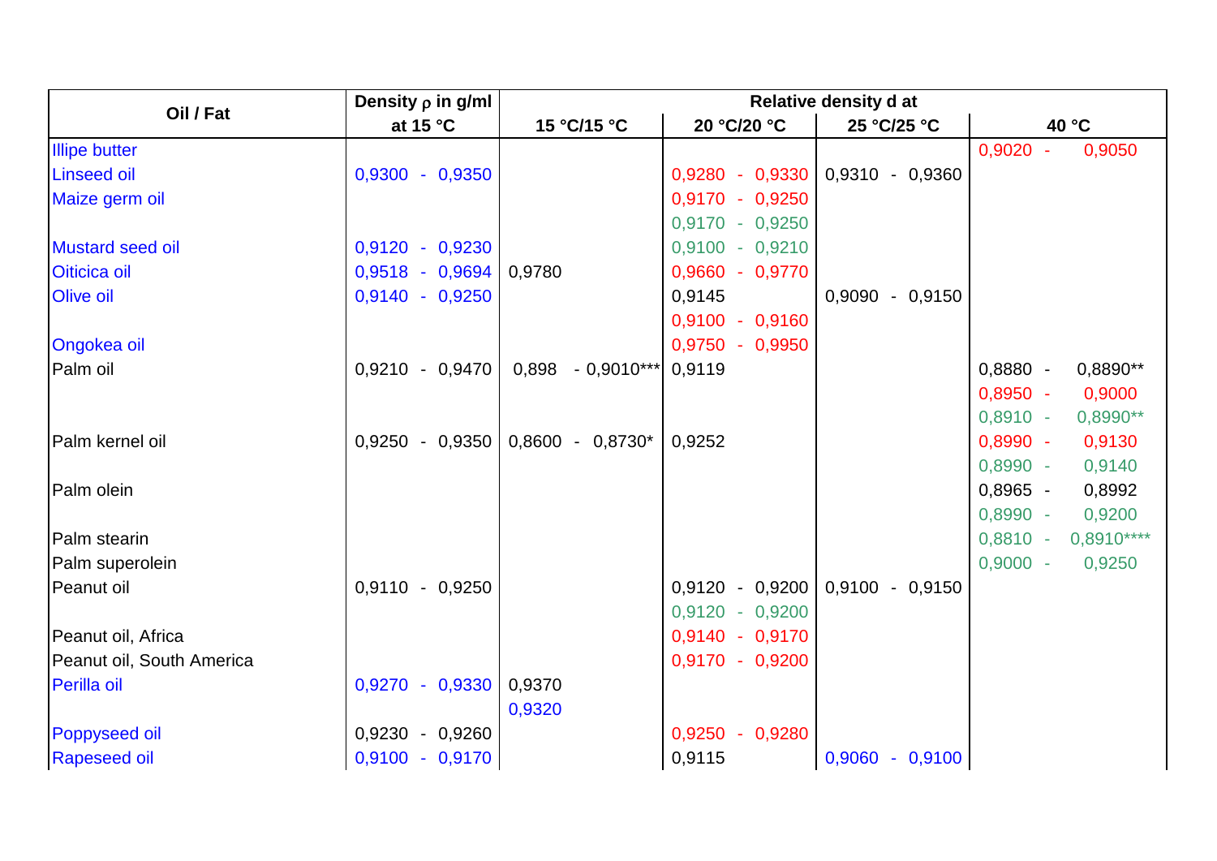| Oil / Fat | Density ρ in g/ml | Relative density d at | | | |
|---|---|---|---|---|---|
| | at 15 °C | 15 °C/15 °C | 20 °C/20 °C | 25 °C/25 °C | 40 °C |
| Illipe butter | | | | | 0,9020 - 0,9050 |
| Linseed oil | 0,9300 - 0,9350 | | 0,9280 - 0,9330 | 0,9310 - 0,9360 | |
| Maize germ oil | | | 0,9170 - 0,9250 | | |
| | | | 0,9170 - 0,9250 | | |
| Mustard seed oil | 0,9120 - 0,9230 | | 0,9100 - 0,9210 | | |
| Oiticica oil | 0,9518 - 0,9694 | 0,9780 | 0,9660 - 0,9770 | | |
| Olive oil | 0,9140 - 0,9250 | | 0,9145 | 0,9090 - 0,9150 | |
| | | | 0,9100 - 0,9160 | | |
| Ongokea oil | | | 0,9750 - 0,9950 | | |
| Palm oil | 0,9210 - 0,9470 | 0,898 - 0,9010*** | 0,9119 | | 0,8880 - 0,8890** |
| | | | | | 0,8950 - 0,9000 |
| | | | | | 0,8910 - 0,8990** |
| Palm kernel oil | 0,9250 - 0,9350 | 0,8600 - 0,8730* | 0,9252 | | 0,8990 - 0,9130 |
| | | | | | 0,8990 - 0,9140 |
| Palm olein | | | | | 0,8965 - 0,8992 |
| | | | | | 0,8990 - 0,9200 |
| Palm stearin | | | | | 0,8810 - 0,8910**** |
| Palm superolein | | | | | 0,9000 - 0,9250 |
| Peanut oil | 0,9110 - 0,9250 | | 0,9120 - 0,9200 | 0,9100 - 0,9150 | |
| | | | 0,9120 - 0,9200 | | |
| Peanut oil, Africa | | | 0,9140 - 0,9170 | | |
| Peanut oil, South America | | | 0,9170 - 0,9200 | | |
| Perilla oil | 0,9270 - 0,9330 | 0,9370 | | | |
| | | 0,9320 | | | |
| Poppyseed oil | 0,9230 - 0,9260 | | 0,9250 - 0,9280 | | |
| Rapeseed oil | 0,9100 - 0,9170 | | 0,9115 | 0,9060 - 0,9100 | |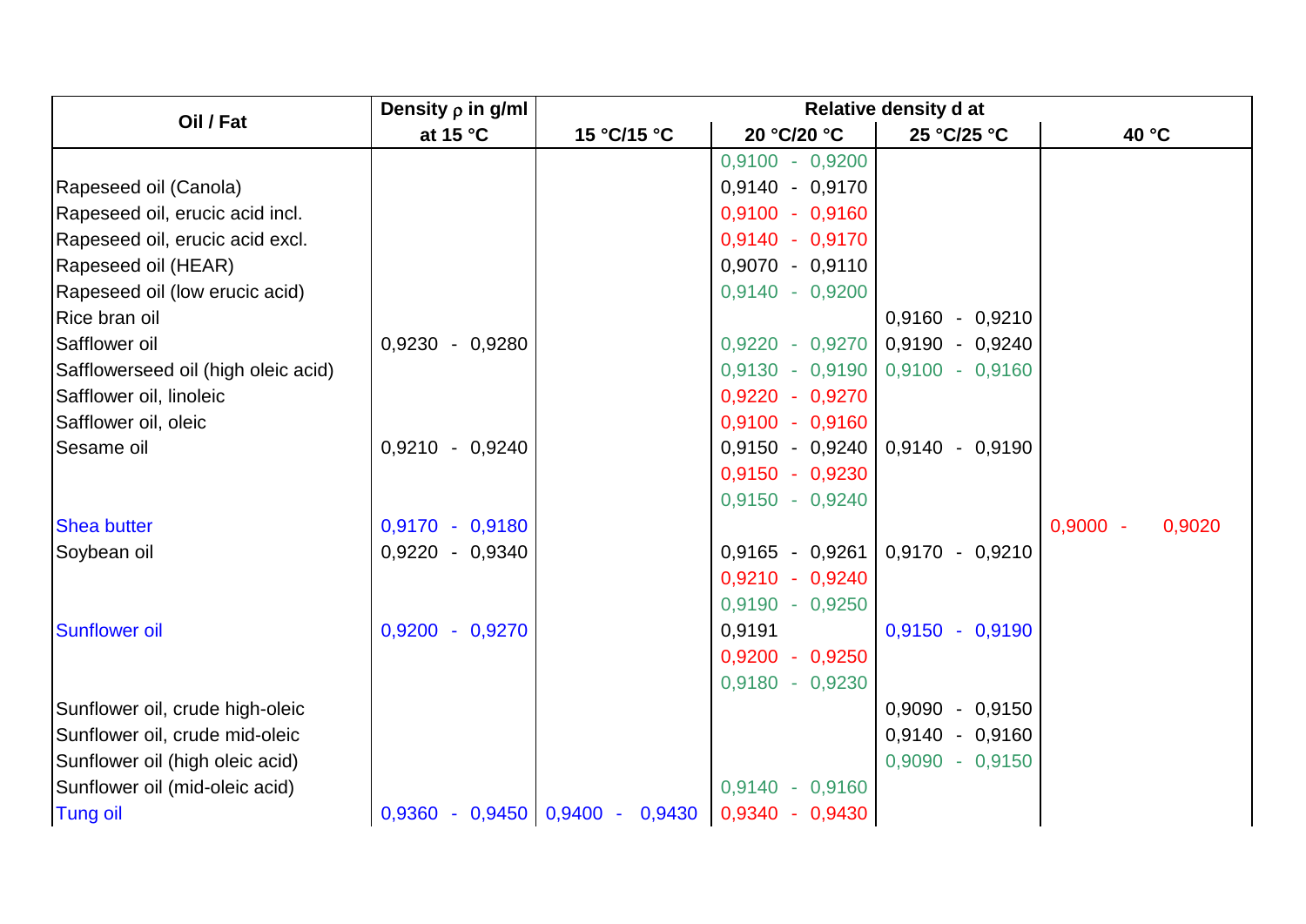| Oil / Fat | Density ρ in g/ml | Relative density d at | | | |
|---|---|---|---|---|---|
| | at 15 °C | 15 °C/15 °C | 20 °C/20 °C | 25 °C/25 °C | 40 °C |
| | | | 0,9100 - 0,9200 | | |
| Rapeseed oil (Canola) | | | 0,9140 - 0,9170 | | |
| Rapeseed oil, erucic acid incl. | | | 0,9100 - 0,9160 | | |
| Rapeseed oil, erucic acid excl. | | | 0,9140 - 0,9170 | | |
| Rapeseed oil (HEAR) | | | 0,9070 - 0,9110 | | |
| Rapeseed oil (low erucic acid) | | | 0,9140 - 0,9200 | | |
| Rice bran oil | | | | 0,9160 - 0,9210 | |
| Safflower oil | 0,9230 - 0,9280 | | 0,9220 - 0,9270 | 0,9190 - 0,9240 | |
| Safflowerseed oil (high oleic acid) | | | 0,9130 - 0,9190 | 0,9100 - 0,9160 | |
| Safflower oil, linoleic | | | 0,9220 - 0,9270 | | |
| Safflower oil, oleic | | | 0,9100 - 0,9160 | | |
| Sesame oil | 0,9210 - 0,9240 | | 0,9150 - 0,9240 | 0,9140 - 0,9190 | |
| | | | 0,9150 - 0,9230 | | |
| | | | 0,9150 - 0,9240 | | |
| Shea butter | 0,9170 - 0,9180 | | | | 0,9000 - 0,9020 |
| Soybean oil | 0,9220 - 0,9340 | | 0,9165 - 0,9261 | 0,9170 - 0,9210 | |
| | | | 0,9210 - 0,9240 | | |
| | | | 0,9190 - 0,9250 | | |
| Sunflower oil | 0,9200 - 0,9270 | | 0,9191 | 0,9150 - 0,9190 | |
| | | | 0,9200 - 0,9250 | | |
| | | | 0,9180 - 0,9230 | | |
| Sunflower oil, crude high-oleic | | | | 0,9090 - 0,9150 | |
| Sunflower oil, crude mid-oleic | | | | 0,9140 - 0,9160 | |
| Sunflower oil (high oleic acid) | | | | 0,9090 - 0,9150 | |
| Sunflower oil (mid-oleic acid) | | | 0,9140 - 0,9160 | | |
| Tung oil | 0,9360 - 0,9450 | 0,9400 - 0,9430 | 0,9340 - 0,9430 | | |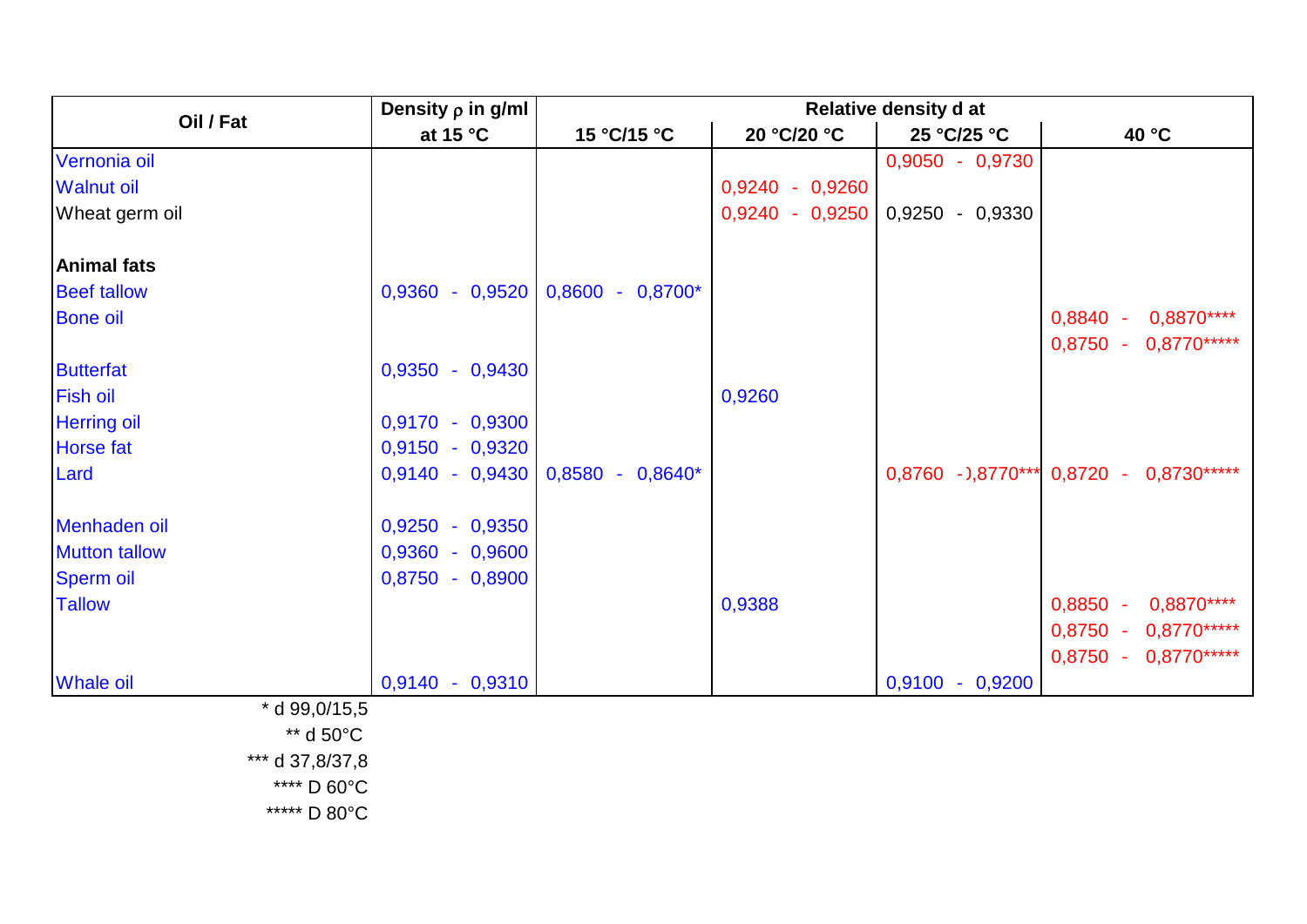| Oil / Fat | Density ρ in g/ml | Relative density d at | | | |
|---|---|---|---|---|---|
| | at 15 °C | 15 °C/15 °C | 20 °C/20 °C | 25 °C/25 °C | 40 °C |
| Vernonia oil | | | | 0,9050 - 0,9730 | |
| Walnut oil | | | 0,9240 - 0,9260 | | |
| Wheat germ oil | | | 0,9240 - 0,9250 | 0,9250 - 0,9330 | |
| | | | | | |
| **Animal fats** | | | | | |
| Beef tallow | 0,9360 - 0,9520 | 0,8600 - 0,8700* | | | |
| Bone oil | | | | | 0,8840 - 0,8870**** |
| | | | | | 0,8750 - 0,8770***** |
| Butterfat | 0,9350 - 0,9430 | | | | |
| Fish oil | | | 0,9260 | | |
| Herring oil | 0,9170 - 0,9300 | | | | |
| Horse fat | 0,9150 - 0,9320 | | | | |
| Lard | 0,9140 - 0,9430 | 0,8580 - 0,8640* | | 0,8760 - ),8770*** | 0,8720 - 0,8730***** |
| | | | | | |
| Menhaden oil | 0,9250 - 0,9350 | | | | |
| Mutton tallow | 0,9360 - 0,9600 | | | | |
| Sperm oil | 0,8750 - 0,8900 | | | | |
| Tallow | | | 0,9388 | | 0,8850 - 0,8870**** |
| | | | | | 0,8750 - 0,8770***** |
| | | | | | 0,8750 - 0,8770***** |
| Whale oil | 0,9140 - 0,9310 | | | 0,9100 - 0,9200 | |

\* d 99,0/15,5

** d 50°C

*** d 37,8/37,8

**** D 60°C

***** D 80°C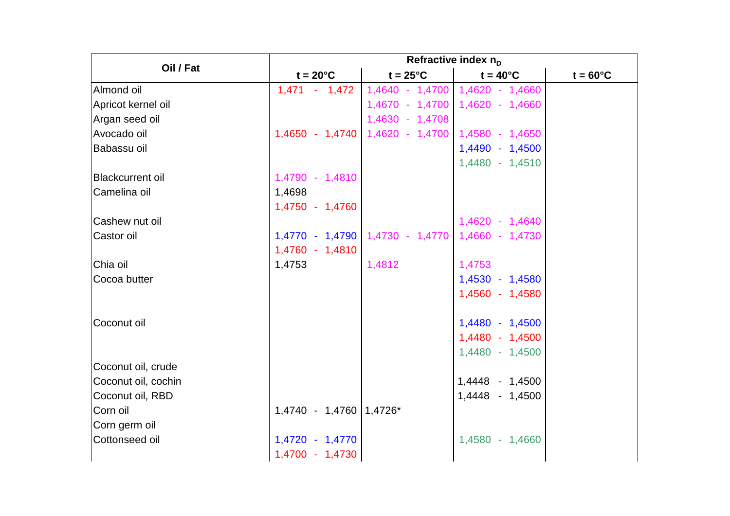| Oil / Fat | Refractive index $n_D$ | | | |
|---|---|---|---|---|
| | t = 20°C | t = 25°C | t = 40°C | t = 60°C |
| Almond oil | 1,471 - 1,472 | 1,4640 - 1,4700 | 1,4620 - 1,4660 | |
| Apricot kernel oil | | 1,4670 - 1,4700 | 1,4620 - 1,4660 | |
| Argan seed oil | | 1,4630 - 1,4708 | | |
| Avocado oil | 1,4650 - 1,4740 | 1,4620 - 1,4700 | 1,4580 - 1,4650 | |
| Babassu oil | | | 1,4490 - 1,4500 | |
| | | | 1,4480 - 1,4510 | |
| Blackcurrent oil | 1,4790 - 1,4810 | | | |
| Camelina oil | 1,4698 | | | |
| | 1,4750 - 1,4760 | | | |
| Cashew nut oil | | | 1,4620 - 1,4640 | |
| Castor oil | 1,4770 - 1,4790 | 1,4730 - 1,4770 | 1,4660 - 1,4730 | |
| | 1,4760 - 1,4810 | | | |
| Chia oil | 1,4753 | 1,4812 | 1,4753 | |
| Cocoa butter | | | 1,4530 - 1,4580 | |
| | | | 1,4560 - 1,4580 | |
| Coconut oil | | | 1,4480 - 1,4500 | |
| | | | 1,4480 - 1,4500 | |
| | | | 1,4480 - 1,4500 | |
| Coconut oil, crude | | | | |
| Coconut oil, cochin | | | 1,4448 - 1,4500 | |
| Coconut oil, RBD | | | 1,4448 - 1,4500 | |
| Corn oil | 1,4740 - 1,4760 | 1,4726* | | |
| Corn germ oil | | | | |
| Cottonseed oil | 1,4720 - 1,4770 | | 1,4580 - 1,4660 | |
| | 1,4700 - 1,4730 | | | |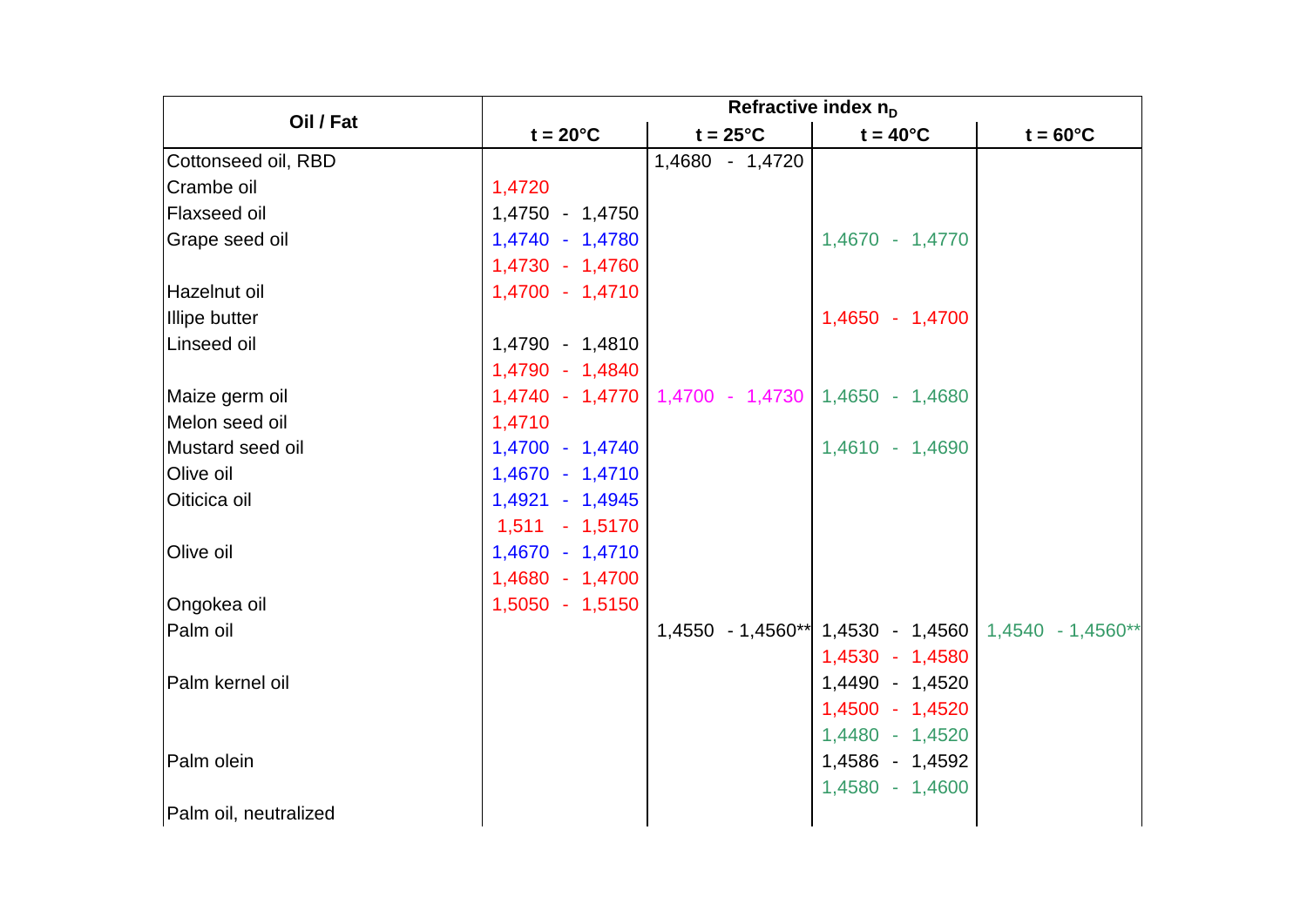| Oil / Fat | Refractive index $n_D$ | | | |
|---|---|---|---|---|
| | t = 20°C | t = 25°C | t = 40°C | t = 60°C |
| Cottonseed oil, RBD | | 1,4680 - 1,4720 | | |
| Crambe oil | 1,4720 | | | |
| Flaxseed oil | 1,4750 - 1,4750 | | | |
| Grape seed oil | 1,4740 - 1,4780 | | 1,4670 - 1,4770 | |
| | 1,4730 - 1,4760 | | | |
| Hazelnut oil | 1,4700 - 1,4710 | | | |
| Illipe butter | | | 1,4650 - 1,4700 | |
| Linseed oil | 1,4790 - 1,4810 | | | |
| | 1,4790 - 1,4840 | | | |
| Maize germ oil | 1,4740 - 1,4770 | 1,4700 - 1,4730 | 1,4650 - 1,4680 | |
| Melon seed oil | 1,4710 | | | |
| Mustard seed oil | 1,4700 - 1,4740 | | 1,4610 - 1,4690 | |
| Olive oil | 1,4670 - 1,4710 | | | |
| Oiticica oil | 1,4921 - 1,4945 | | | |
| | 1,511 - 1,5170 | | | |
| Olive oil | 1,4670 - 1,4710 | | | |
| | 1,4680 - 1,4700 | | | |
| Ongokea oil | 1,5050 - 1,5150 | | | |
| Palm oil | | 1,4550 - 1,4560** | 1,4530 - 1,4560 | 1,4540 - 1,4560** |
| | | | 1,4530 - 1,4580 | |
| Palm kernel oil | | | 1,4490 - 1,4520 | |
| | | | 1,4500 - 1,4520 | |
| | | | 1,4480 - 1,4520 | |
| Palm olein | | | 1,4586 - 1,4592 | |
| | | | 1,4580 - 1,4600 | |
| Palm oil, neutralized | | | | |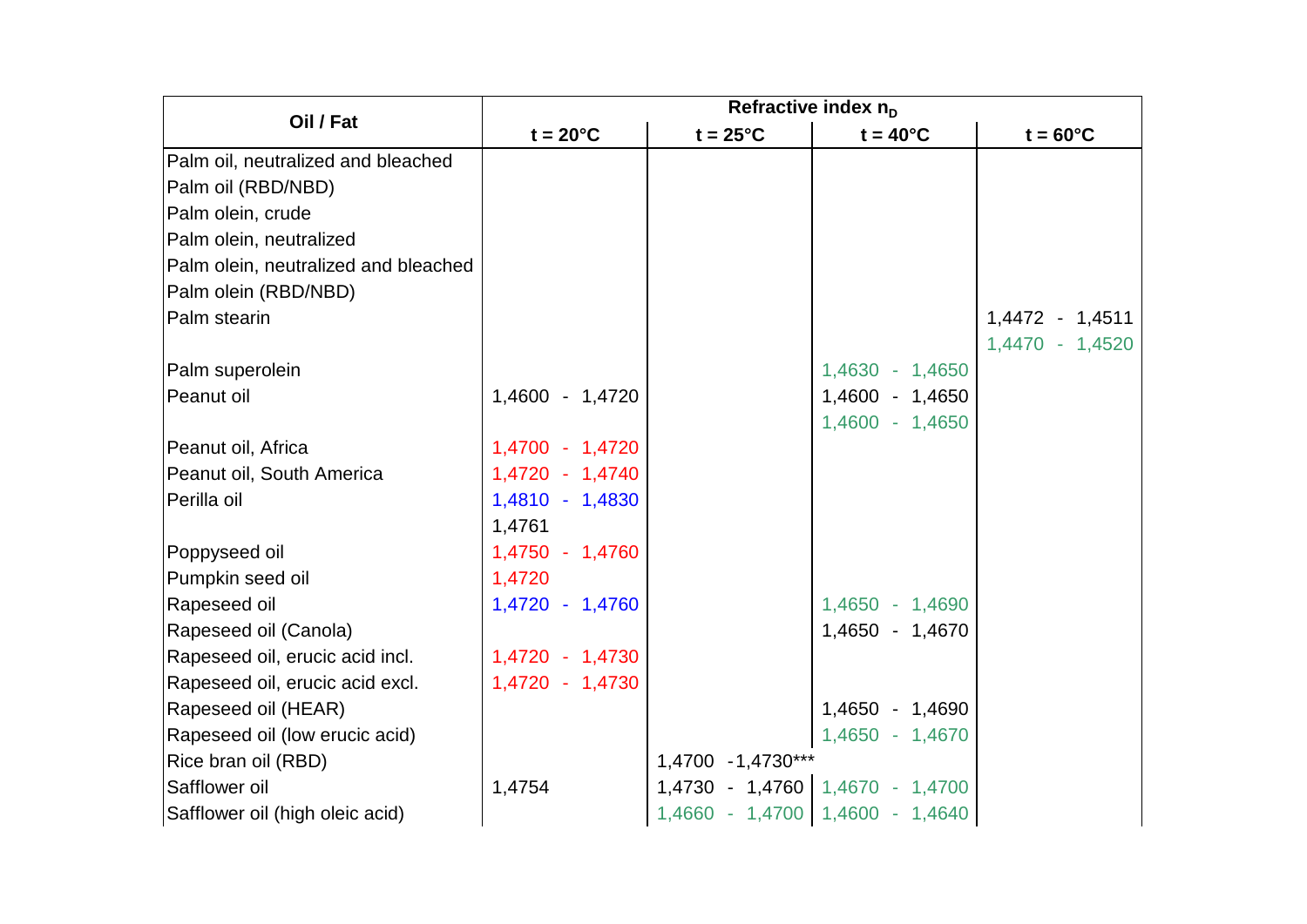| Oil / Fat | Refractive index $n_D$ | | | |
|---|---|---|---|---|
| | t = 20°C | t = 25°C | t = 40°C | t = 60°C |
| Palm oil, neutralized and bleached | | | | |
| Palm oil (RBD/NBD) | | | | |
| Palm olein, crude | | | | |
| Palm olein, neutralized | | | | |
| Palm olein, neutralized and bleached | | | | |
| Palm olein (RBD/NBD) | | | | |
| Palm stearin | | | | 1,4472 - 1,4511 |
| | | | | 1,4470 - 1,4520 |
| Palm superolein | | | 1,4630 - 1,4650 | |
| Peanut oil | 1,4600 - 1,4720 | | 1,4600 - 1,4650 | |
| | | | 1,4600 - 1,4650 | |
| Peanut oil, Africa | 1,4700 - 1,4720 | | | |
| Peanut oil, South America | 1,4720 - 1,4740 | | | |
| Perilla oil | 1,4810 - 1,4830 | | | |
| | 1,4761 | | | |
| Poppyseed oil | 1,4750 - 1,4760 | | | |
| Pumpkin seed oil | 1,4720 | | | |
| Rapeseed oil | 1,4720 - 1,4760 | | 1,4650 - 1,4690 | |
| Rapeseed oil (Canola) | | | 1,4650 - 1,4670 | |
| Rapeseed oil, erucic acid incl. | 1,4720 - 1,4730 | | | |
| Rapeseed oil, erucic acid excl. | 1,4720 - 1,4730 | | | |
| Rapeseed oil (HEAR) | | | 1,4650 - 1,4690 | |
| Rapeseed oil (low erucic acid) | | | 1,4650 - 1,4670 | |
| Rice bran oil (RBD) | | 1,4700 -1,4730*** | | |
| Safflower oil | 1,4754 | 1,4730 - 1,4760 | 1,4670 - 1,4700 | |
| Safflower oil (high oleic acid) | | 1,4660 - 1,4700 | 1,4600 - 1,4640 | |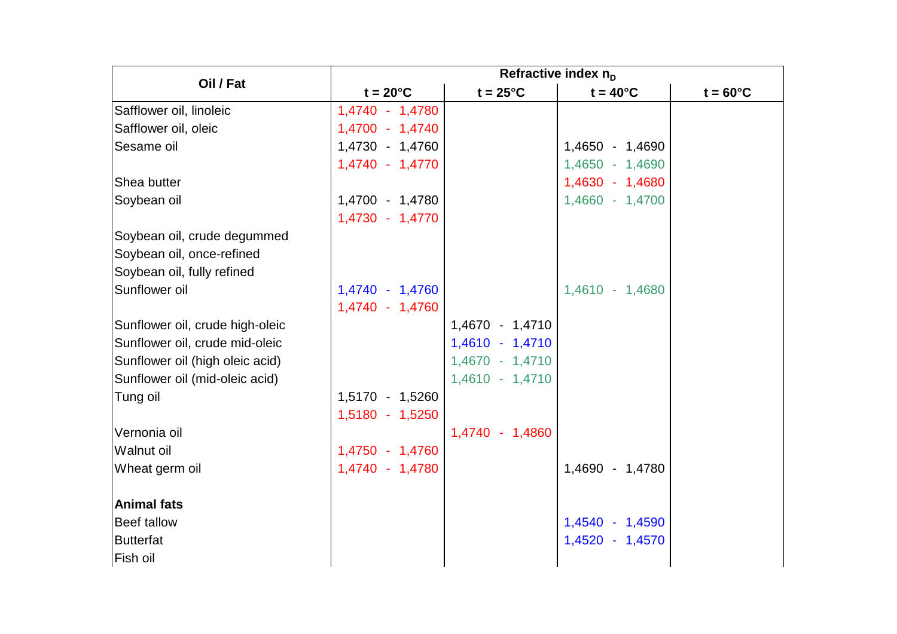| Oil / Fat | Refractive index $n_D$ | | | |
|---|---|---|---|---|
| | t = 20°C | t = 25°C | t = 40°C | t = 60°C |
| Safflower oil, linoleic | 1,4740 - 1,4780 | | | |
| Safflower oil, oleic | 1,4700 - 1,4740 | | | |
| Sesame oil | 1,4730 - 1,4760 | | 1,4650 - 1,4690 | |
| | 1,4740 - 1,4770 | | 1,4650 - 1,4690 | |
| Shea butter | | | 1,4630 - 1,4680 | |
| Soybean oil | 1,4700 - 1,4780 | | 1,4660 - 1,4700 | |
| | 1,4730 - 1,4770 | | | |
| Soybean oil, crude degummed | | | | |
| Soybean oil, once-refined | | | | |
| Soybean oil, fully refined | | | | |
| Sunflower oil | 1,4740 - 1,4760 | | 1,4610 - 1,4680 | |
| | 1,4740 - 1,4760 | | | |
| Sunflower oil, crude high-oleic | | 1,4670 - 1,4710 | | |
| Sunflower oil, crude mid-oleic | | 1,4610 - 1,4710 | | |
| Sunflower oil (high oleic acid) | | 1,4670 - 1,4710 | | |
| Sunflower oil (mid-oleic acid) | | 1,4610 - 1,4710 | | |
| Tung oil | 1,5170 - 1,5260 | | | |
| | 1,5180 - 1,5250 | | | |
| Vernonia oil | | 1,4740 - 1,4860 | | |
| Walnut oil | 1,4750 - 1,4760 | | | |
| Wheat germ oil | 1,4740 - 1,4780 | | 1,4690 - 1,4780 | |
| | | | | |
| **Animal fats** | | | | |
| Beef tallow | | | 1,4540 - 1,4590 | |
| Butterfat | | | 1,4520 - 1,4570 | |
| Fish oil | | | | |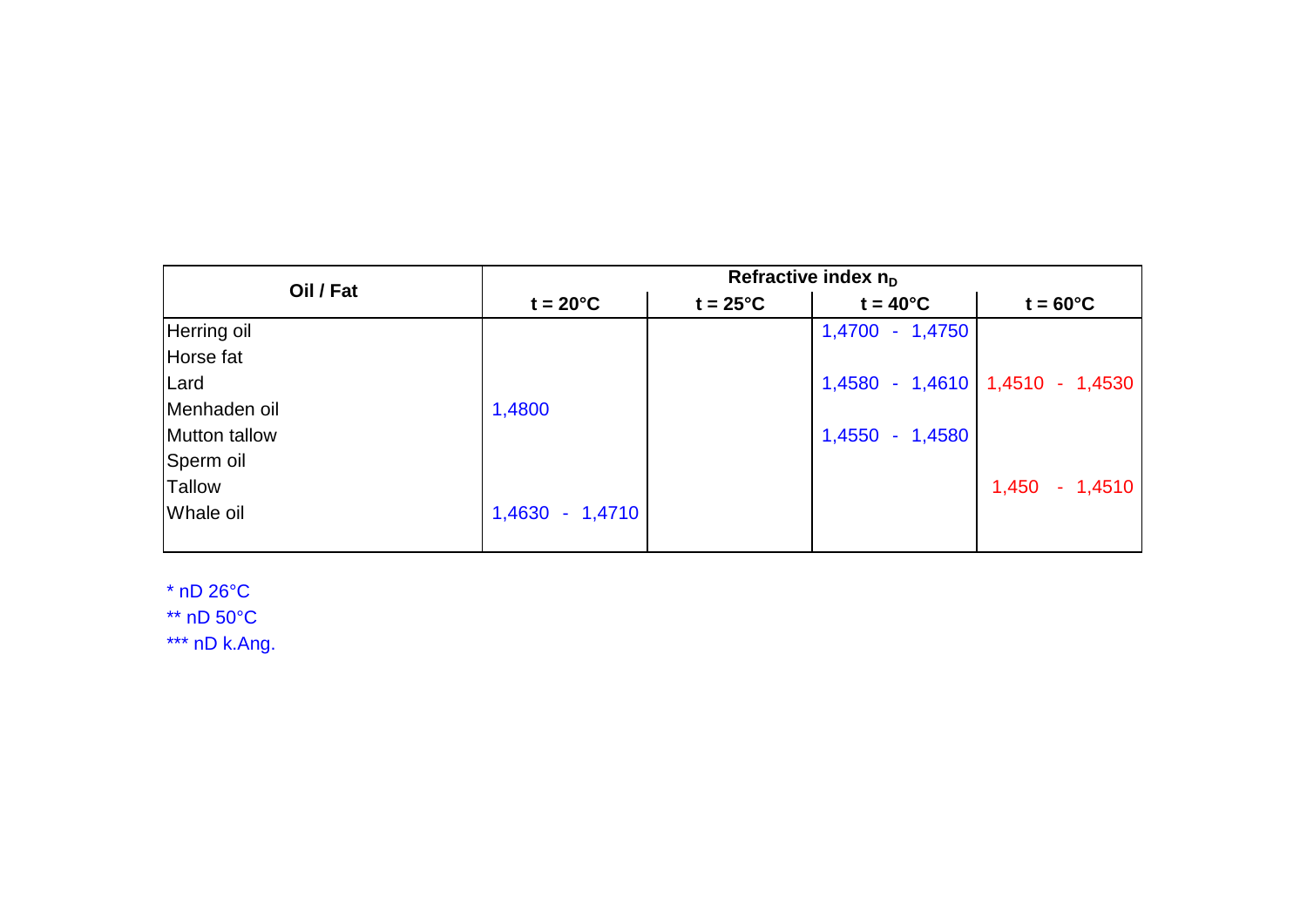| Oil / Fat | Refractive index $n_D$ | | | |
|---|---|---|---|---|
| | t = 20°C | t = 25°C | t = 40°C | t = 60°C |
| Herring oil | | | 1,4700 - 1,4750 | |
| Horse fat | | | | |
| Lard | | | 1,4580 - 1,4610 | 1,4510 - 1,4530 |
| Menhaden oil | 1,4800 | | | |
| Mutton tallow | | | 1,4550 - 1,4580 | |
| Sperm oil | | | | |
| Tallow | | | | 1,450 - 1,4510 |
| Whale oil | 1,4630 - 1,4710 | | | |

* nD 26°C

** nD 50°C

*** nD k.Ang.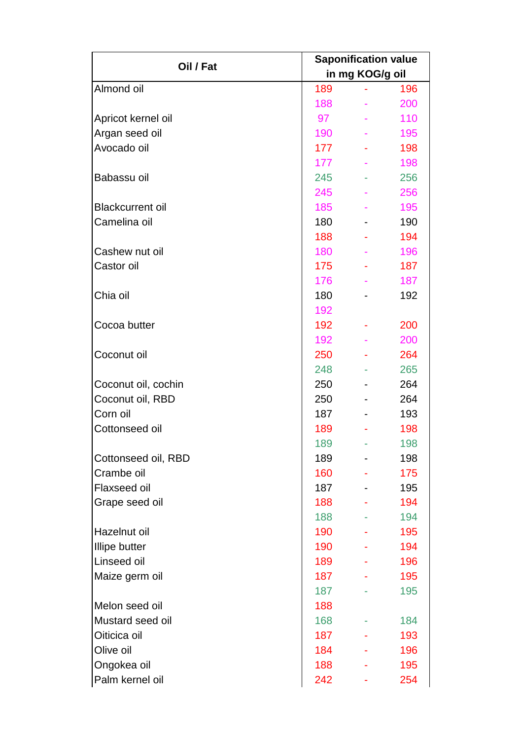| Oil / Fat | Saponification value in mg KOG/g oil | | |
|---|---|---|---|
| Almond oil | 189 | - | 196 |
| | 188 | - | 200 |
| Apricot kernel oil | 97 | - | 110 |
| Argan seed oil | 190 | - | 195 |
| Avocado oil | 177 | - | 198 |
| | 177 | - | 198 |
| Babassu oil | 245 | - | 256 |
| | 245 | - | 256 |
| Blackcurrent oil | 185 | - | 195 |
| Camelina oil | 180 | - | 190 |
| | 188 | - | 194 |
| Cashew nut oil | 180 | - | 196 |
| Castor oil | 175 | - | 187 |
| | 176 | - | 187 |
| Chia oil | 180 | - | 192 |
| | 192 | | |
| Cocoa butter | 192 | - | 200 |
| | 192 | - | 200 |
| Coconut oil | 250 | - | 264 |
| | 248 | - | 265 |
| Coconut oil, cochin | 250 | - | 264 |
| Coconut oil, RBD | 250 | - | 264 |
| Corn oil | 187 | - | 193 |
| Cottonseed oil | 189 | - | 198 |
| | 189 | - | 198 |
| Cottonseed oil, RBD | 189 | - | 198 |
| Crambe oil | 160 | - | 175 |
| Flaxseed oil | 187 | - | 195 |
| Grape seed oil | 188 | - | 194 |
| | 188 | - | 194 |
| Hazelnut oil | 190 | - | 195 |
| Illipe butter | 190 | - | 194 |
| Linseed oil | 189 | - | 196 |
| Maize germ oil | 187 | - | 195 |
| | 187 | - | 195 |
| Melon seed oil | 188 | | |
| Mustard seed oil | 168 | - | 184 |
| Oiticica oil | 187 | - | 193 |
| Olive oil | 184 | - | 196 |
| Ongokea oil | 188 | - | 195 |
| Palm kernel oil | 242 | - | 254 |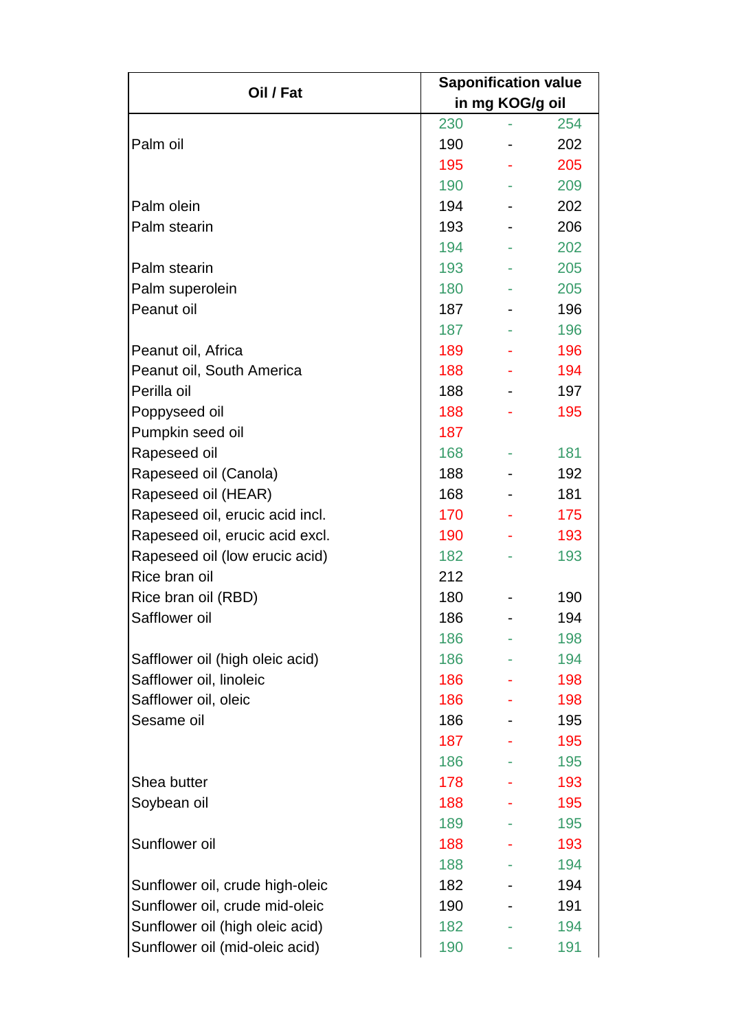| Oil / Fat | Saponification value in mg KOG/g oil | | |
|---|---|---|---|
| | 230 | - | 254 |
| Palm oil | 190 | - | 202 |
| | 195 | - | 205 |
| | 190 | - | 209 |
| Palm olein | 194 | - | 202 |
| Palm stearin | 193 | - | 206 |
| | 194 | - | 202 |
| Palm stearin | 193 | - | 205 |
| Palm superolein | 180 | - | 205 |
| Peanut oil | 187 | - | 196 |
| | 187 | - | 196 |
| Peanut oil, Africa | 189 | - | 196 |
| Peanut oil, South America | 188 | - | 194 |
| Perilla oil | 188 | - | 197 |
| Poppyseed oil | 188 | - | 195 |
| Pumpkin seed oil | 187 | | |
| Rapeseed oil | 168 | - | 181 |
| Rapeseed oil (Canola) | 188 | - | 192 |
| Rapeseed oil (HEAR) | 168 | - | 181 |
| Rapeseed oil, erucic acid incl. | 170 | - | 175 |
| Rapeseed oil, erucic acid excl. | 190 | - | 193 |
| Rapeseed oil (low erucic acid) | 182 | - | 193 |
| Rice bran oil | 212 | | |
| Rice bran oil (RBD) | 180 | - | 190 |
| Safflower oil | 186 | - | 194 |
| | 186 | - | 198 |
| Safflower oil (high oleic acid) | 186 | - | 194 |
| Safflower oil, linoleic | 186 | - | 198 |
| Safflower oil, oleic | 186 | - | 198 |
| Sesame oil | 186 | - | 195 |
| | 187 | - | 195 |
| | 186 | - | 195 |
| Shea butter | 178 | - | 193 |
| Soybean oil | 188 | - | 195 |
| | 189 | - | 195 |
| Sunflower oil | 188 | - | 193 |
| | 188 | - | 194 |
| Sunflower oil, crude high-oleic | 182 | - | 194 |
| Sunflower oil, crude mid-oleic | 190 | - | 191 |
| Sunflower oil (high oleic acid) | 182 | - | 194 |
| Sunflower oil (mid-oleic acid) | 190 | - | 191 |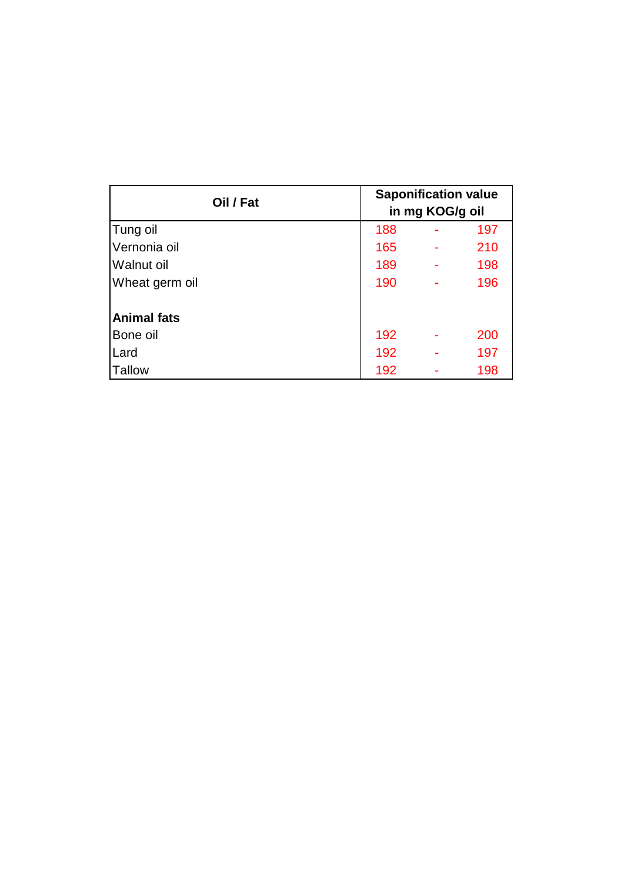| Oil / Fat | Saponification value in mg KOG/g oil | | |
|---|---|---|---|
| Tung oil | 188 | - | 197 |
| Vernonia oil | 165 | - | 210 |
| Walnut oil | 189 | - | 198 |
| Wheat germ oil | 190 | - | 196 |
| | | | |
| **Animal fats** | | | |
| Bone oil | 192 | - | 200 |
| Lard | 192 | - | 197 |
| Tallow | 192 | - | 198 |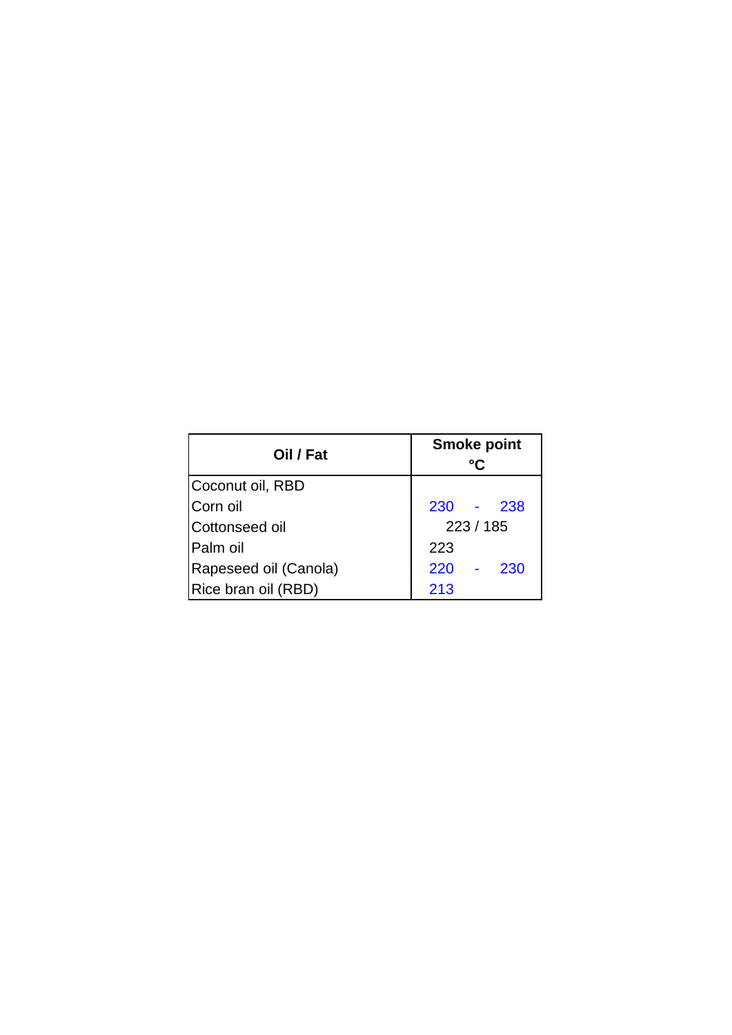| Oil / Fat | Smoke point °C |
|---|---|
| Coconut oil, RBD | |
| Corn oil | 230 - 238 |
| Cottonseed oil | 223 / 185 |
| Palm oil | 223 |
| Rapeseed oil (Canola) | 220 - 230 |
| Rice bran oil (RBD) | 213 |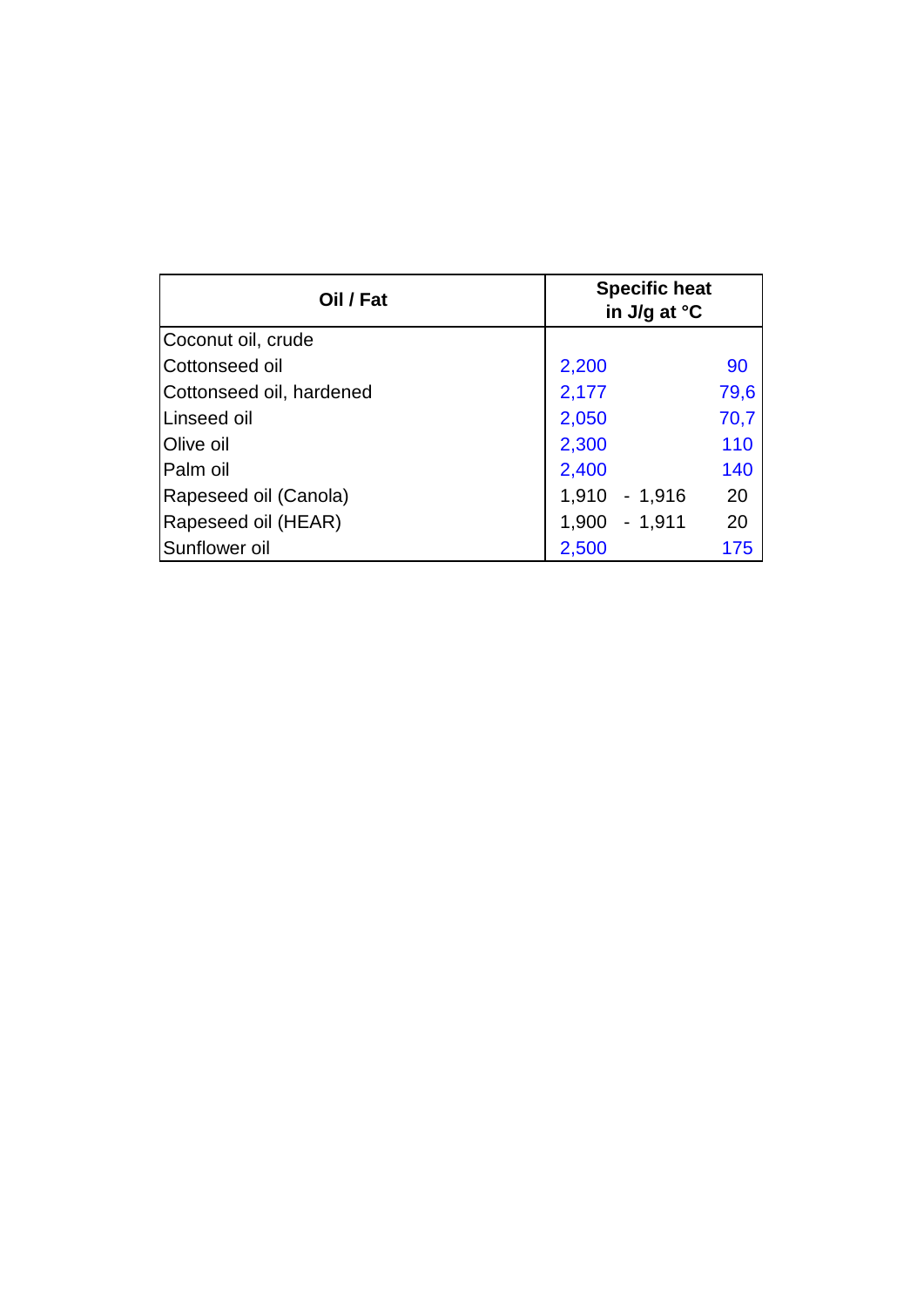| Oil / Fat | Specific heat in J/g at °C | |
|---|---|---|
| Coconut oil, crude | | |
| Cottonseed oil | 2,200 | 90 |
| Cottonseed oil, hardened | 2,177 | 79,6 |
| Linseed oil | 2,050 | 70,7 |
| Olive oil | 2,300 | 110 |
| Palm oil | 2,400 | 140 |
| Rapeseed oil (Canola) | 1,910 - 1,916 | 20 |
| Rapeseed oil (HEAR) | 1,900 - 1,911 | 20 |
| Sunflower oil | 2,500 | 175 |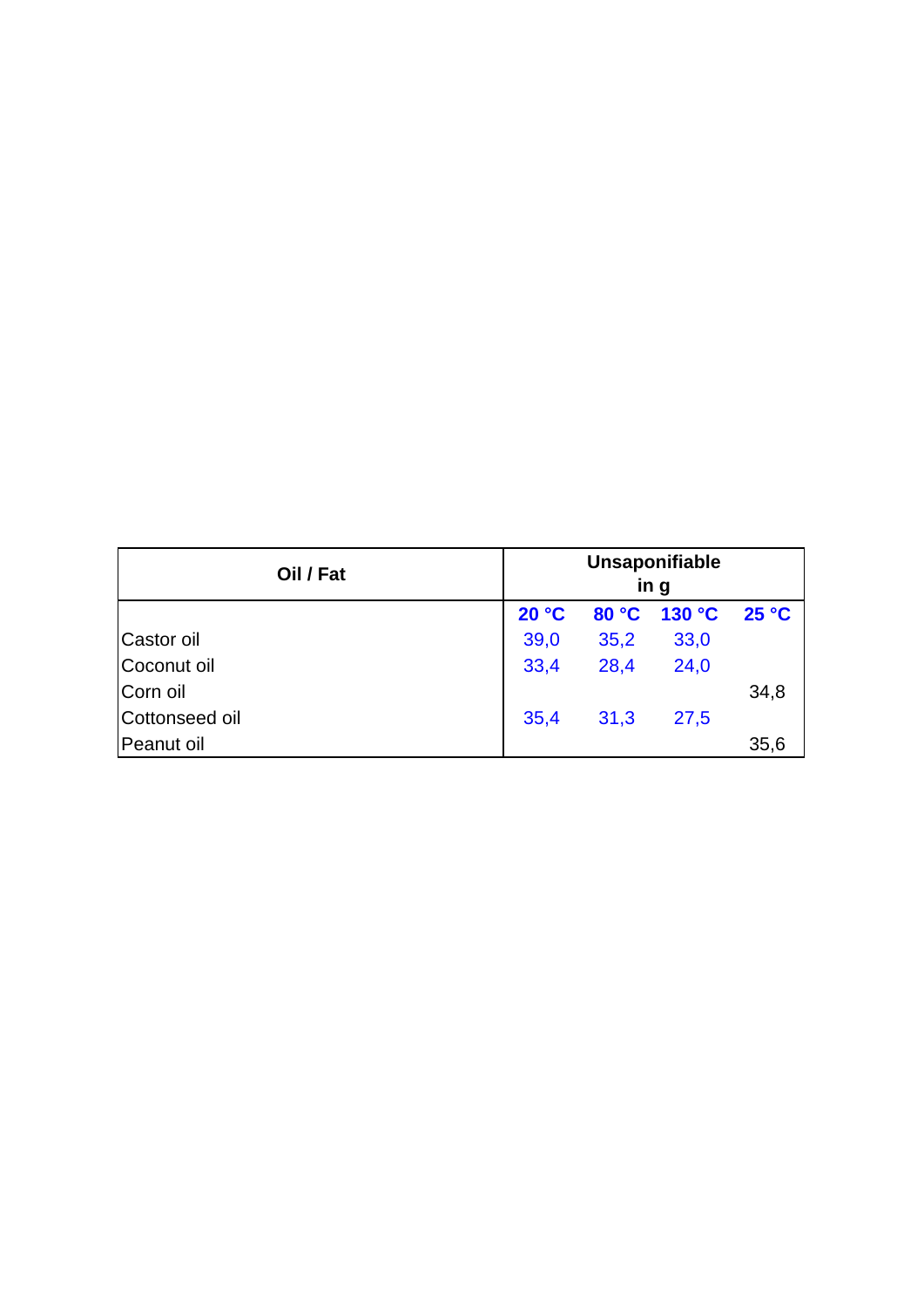| Oil / Fat | Unsaponifiable in g | | | |
|---|---|---|---|---|
| | **20 °C** | **80 °C** | **130 °C** | **25 °C** |
| Castor oil | 39,0 | 35,2 | 33,0 | |
| Coconut oil | 33,4 | 28,4 | 24,0 | |
| Corn oil | | | | 34,8 |
| Cottonseed oil | 35,4 | 31,3 | 27,5 | |
| Peanut oil | | | | 35,6 |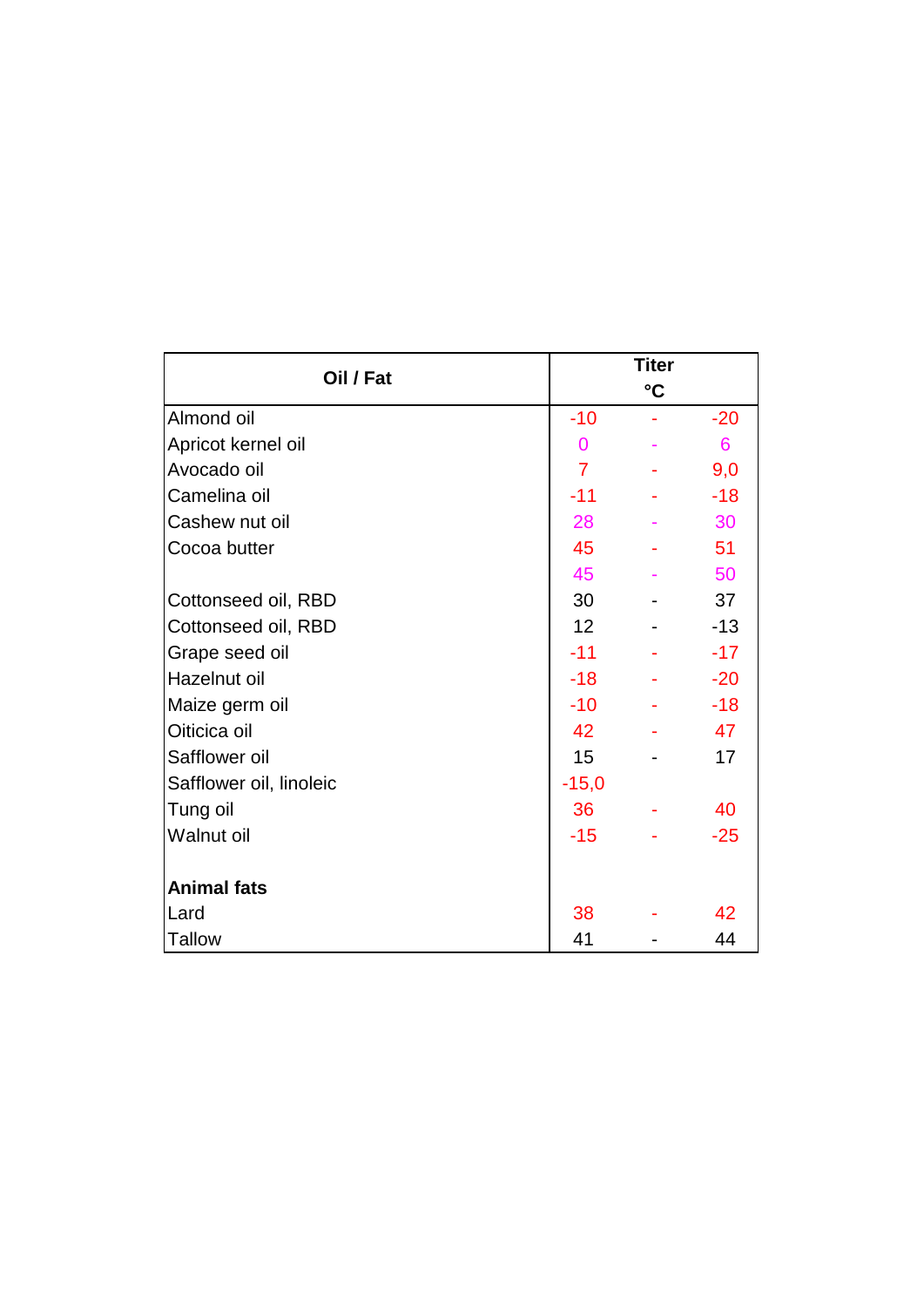| Oil / Fat | Titer °C | | |
|---|---|---|---|
| Almond oil | -10 | - | -20 |
| Apricot kernel oil | 0 | - | 6 |
| Avocado oil | 7 | - | 9,0 |
| Camelina oil | -11 | - | -18 |
| Cashew nut oil | 28 | - | 30 |
| Cocoa butter | 45 | - | 51 |
| | 45 | - | 50 |
| Cottonseed oil, RBD | 30 | - | 37 |
| Cottonseed oil, RBD | 12 | - | -13 |
| Grape seed oil | -11 | - | -17 |
| Hazelnut oil | -18 | - | -20 |
| Maize germ oil | -10 | - | -18 |
| Oiticica oil | 42 | - | 47 |
| Safflower oil | 15 | - | 17 |
| Safflower oil, linoleic | -15,0 | | |
| Tung oil | 36 | - | 40 |
| Walnut oil | -15 | - | -25 |
| | | | |
| **Animal fats** | | | |
| Lard | 38 | - | 42 |
| Tallow | 41 | - | 44 |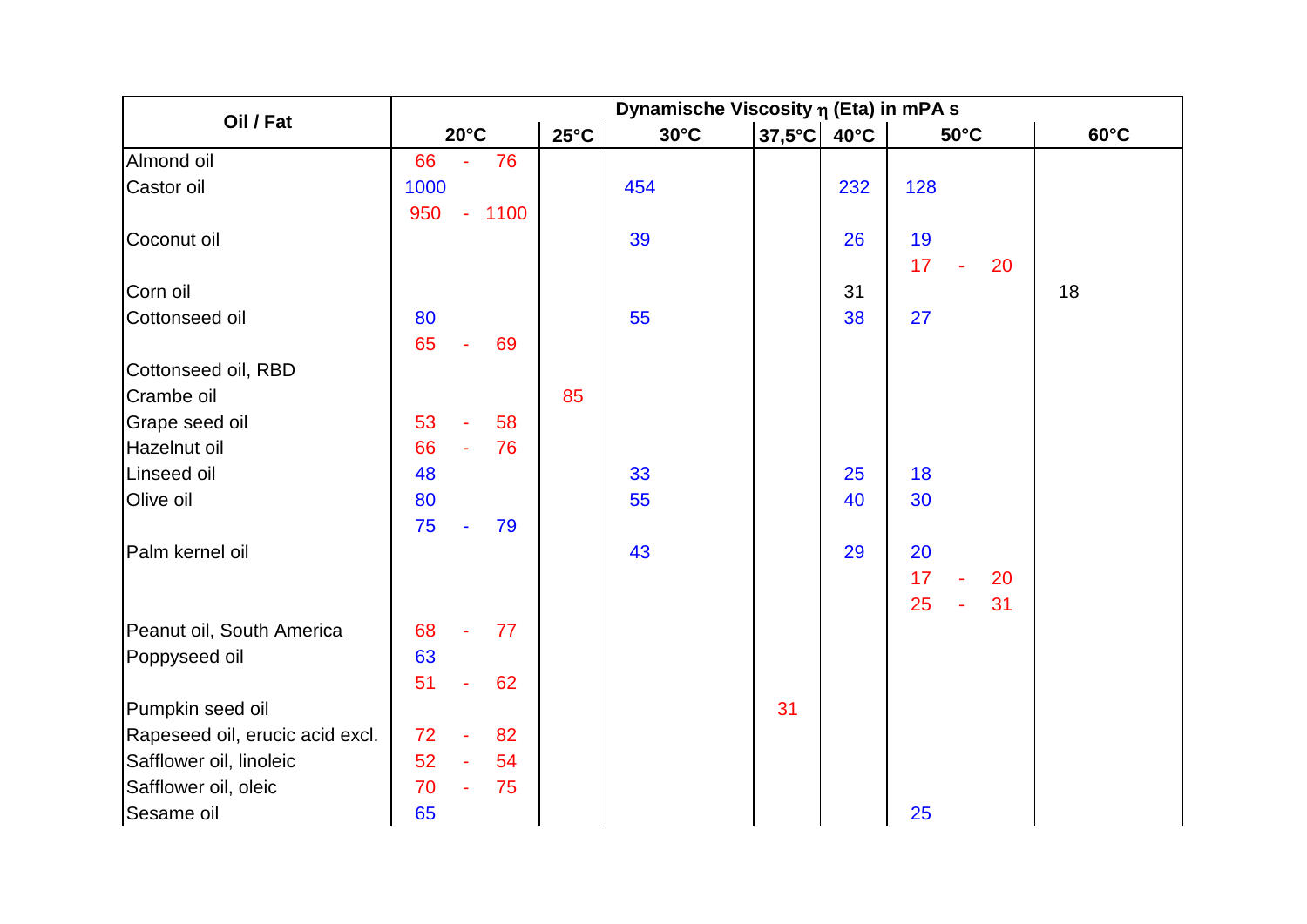| Oil / Fat | Dynamische Viscosity η (Eta) in mPA s | | | | | | |
|---|---|---|---|---|---|---|---|
| | 20°C | 25°C | 30°C | 37,5°C | 40°C | 50°C | 60°C |
| Almond oil | 66 - 76 | | | | | | |
| Castor oil | 1000 | | 454 | | 232 | 128 | |
| | 950 - 1100 | | | | | | |
| Coconut oil | | | 39 | | 26 | 19 | |
| | | | | | | 17 - 20 | |
| Corn oil | | | | | 31 | | 18 |
| Cottonseed oil | 80 | | 55 | | 38 | 27 | |
| | 65 - 69 | | | | | | |
| Cottonseed oil, RBD | | | | | | | |
| Crambe oil | | 85 | | | | | |
| Grape seed oil | 53 - 58 | | | | | | |
| Hazelnut oil | 66 - 76 | | | | | | |
| Linseed oil | 48 | | 33 | | 25 | 18 | |
| Olive oil | 80 | | 55 | | 40 | 30 | |
| | 75 - 79 | | | | | | |
| Palm kernel oil | | | 43 | | 29 | 20 | |
| | | | | | | 17 - 20 | |
| | | | | | | 25 - 31 | |
| Peanut oil, South America | 68 - 77 | | | | | | |
| Poppyseed oil | 63 | | | | | | |
| | 51 - 62 | | | | | | |
| Pumpkin seed oil | | | | 31 | | | |
| Rapeseed oil, erucic acid excl. | 72 - 82 | | | | | | |
| Safflower oil, linoleic | 52 - 54 | | | | | | |
| Safflower oil, oleic | 70 - 75 | | | | | | |
| Sesame oil | 65 | | | | | 25 | |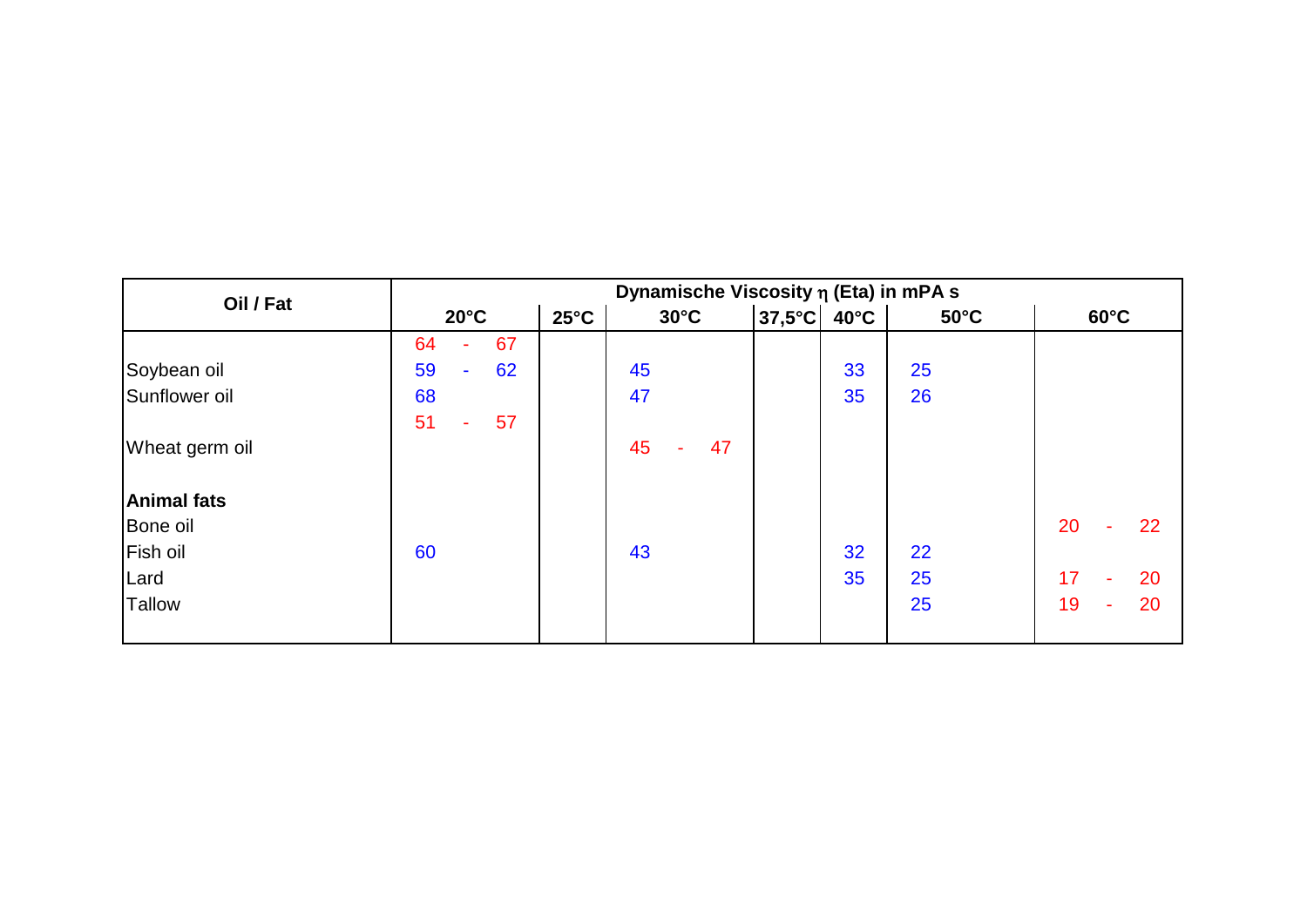| Oil / Fat | Dynamische Viscosity η (Eta) in mPA s | | | | | | |
|---|---|---|---|---|---|---|---|
| | 20°C | 25°C | 30°C | 37,5°C | 40°C | 50°C | 60°C |
| | 64 - 67 | | | | | | |
| Soybean oil | 59 - 62 | | 45 | | 33 | 25 | |
| Sunflower oil | 68 | | 47 | | 35 | 26 | |
| | 51 - 57 | | | | | | |
| Wheat germ oil | | | 45 - 47 | | | | |
| | | | | | | | |
| **Animal fats** | | | | | | | |
| Bone oil | | | | | | | 20 - 22 |
| Fish oil | 60 | | 43 | | 32 | 22 | |
| Lard | | | | | 35 | 25 | 17 - 20 |
| Tallow | | | | | | 25 | 19 - 20 |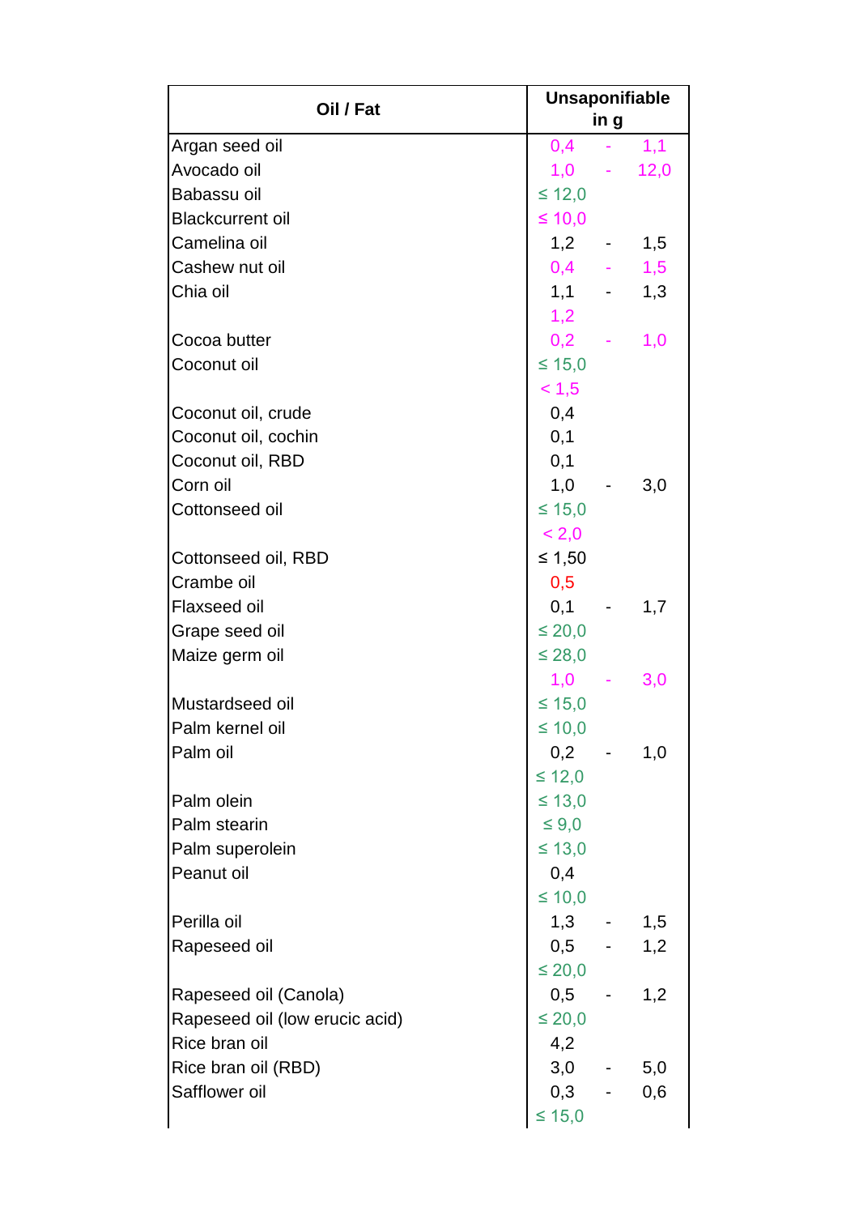| Oil / Fat | Unsaponifiable in g |
|---|---|
| Argan seed oil | 0,4 - 1,1 |
| Avocado oil | 1,0 - 12,0 |
| Babassu oil | ≤ 12,0 |
| Blackcurrent oil | ≤ 10,0 |
| Camelina oil | 1,2 - 1,5 |
| Cashew nut oil | 0,4 - 1,5 |
| Chia oil | 1,1 - 1,3 |
| | 1,2 |
| Cocoa butter | 0,2 - 1,0 |
| Coconut oil | ≤ 15,0 |
| | < 1,5 |
| Coconut oil, crude | 0,4 |
| Coconut oil, cochin | 0,1 |
| Coconut oil, RBD | 0,1 |
| Corn oil | 1,0 - 3,0 |
| Cottonseed oil | ≤ 15,0 |
| | < 2,0 |
| Cottonseed oil, RBD | ≤ 1,50 |
| Crambe oil | 0,5 |
| Flaxseed oil | 0,1 - 1,7 |
| Grape seed oil | ≤ 20,0 |
| Maize germ oil | ≤ 28,0 |
| | 1,0 - 3,0 |
| Mustardseed oil | ≤ 15,0 |
| Palm kernel oil | ≤ 10,0 |
| Palm oil | 0,2 - 1,0 |
| | ≤ 12,0 |
| Palm olein | ≤ 13,0 |
| Palm stearin | ≤ 9,0 |
| Palm superolein | ≤ 13,0 |
| Peanut oil | 0,4 |
| | ≤ 10,0 |
| Perilla oil | 1,3 - 1,5 |
| Rapeseed oil | 0,5 - 1,2 |
| | ≤ 20,0 |
| Rapeseed oil (Canola) | 0,5 - 1,2 |
| Rapeseed oil (low erucic acid) | ≤ 20,0 |
| Rice bran oil | 4,2 |
| Rice bran oil (RBD) | 3,0 - 5,0 |
| Safflower oil | 0,3 - 0,6 |
| | ≤ 15,0 |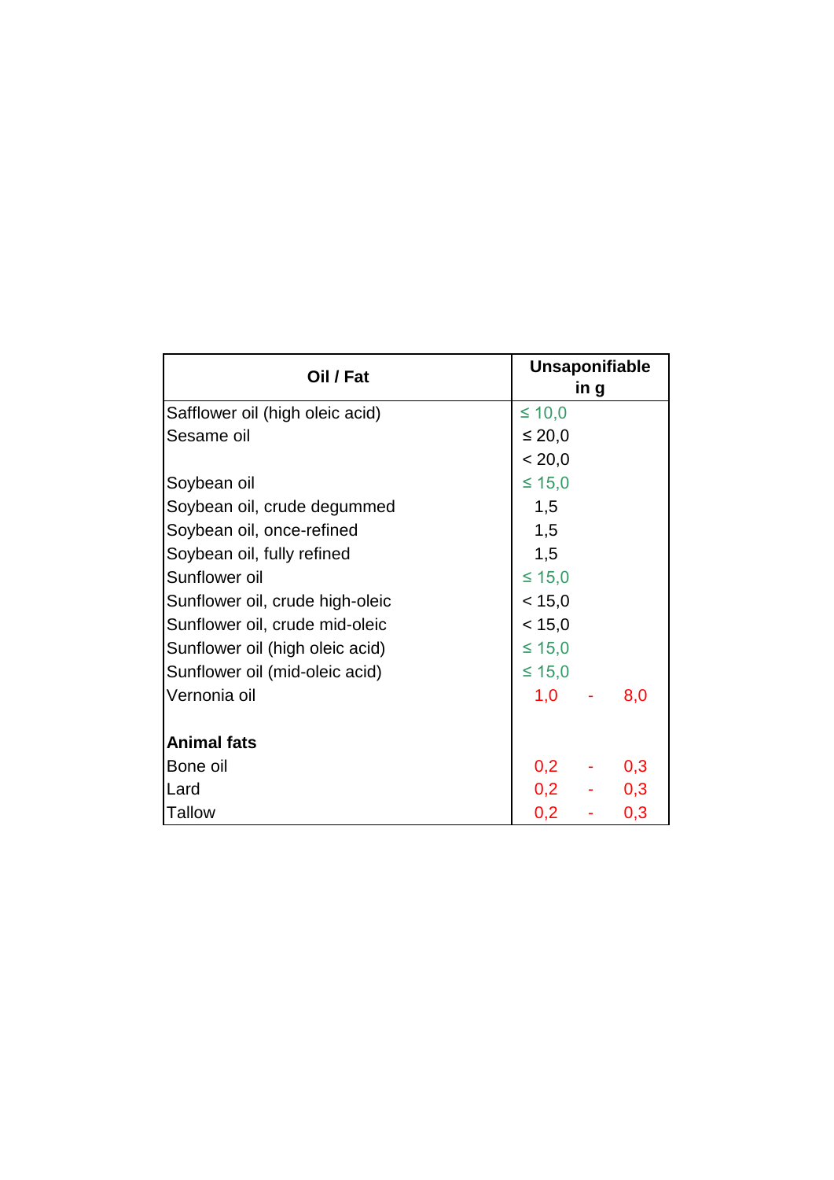| Oil / Fat | Unsaponifiable in g |
|---|---|
| Safflower oil (high oleic acid) | ≤ 10,0 |
| Sesame oil | ≤ 20,0 |
| | < 20,0 |
| Soybean oil | ≤ 15,0 |
| Soybean oil, crude degummed | 1,5 |
| Soybean oil, once-refined | 1,5 |
| Soybean oil, fully refined | 1,5 |
| Sunflower oil | ≤ 15,0 |
| Sunflower oil, crude high-oleic | < 15,0 |
| Sunflower oil, crude mid-oleic | < 15,0 |
| Sunflower oil (high oleic acid) | ≤ 15,0 |
| Sunflower oil (mid-oleic acid) | ≤ 15,0 |
| Vernonia oil | 1,0 - 8,0 |
| | |
| **Animal fats** | |
| Bone oil | 0,2 - 0,3 |
| Lard | 0,2 - 0,3 |
| Tallow | 0,2 - 0,3 |